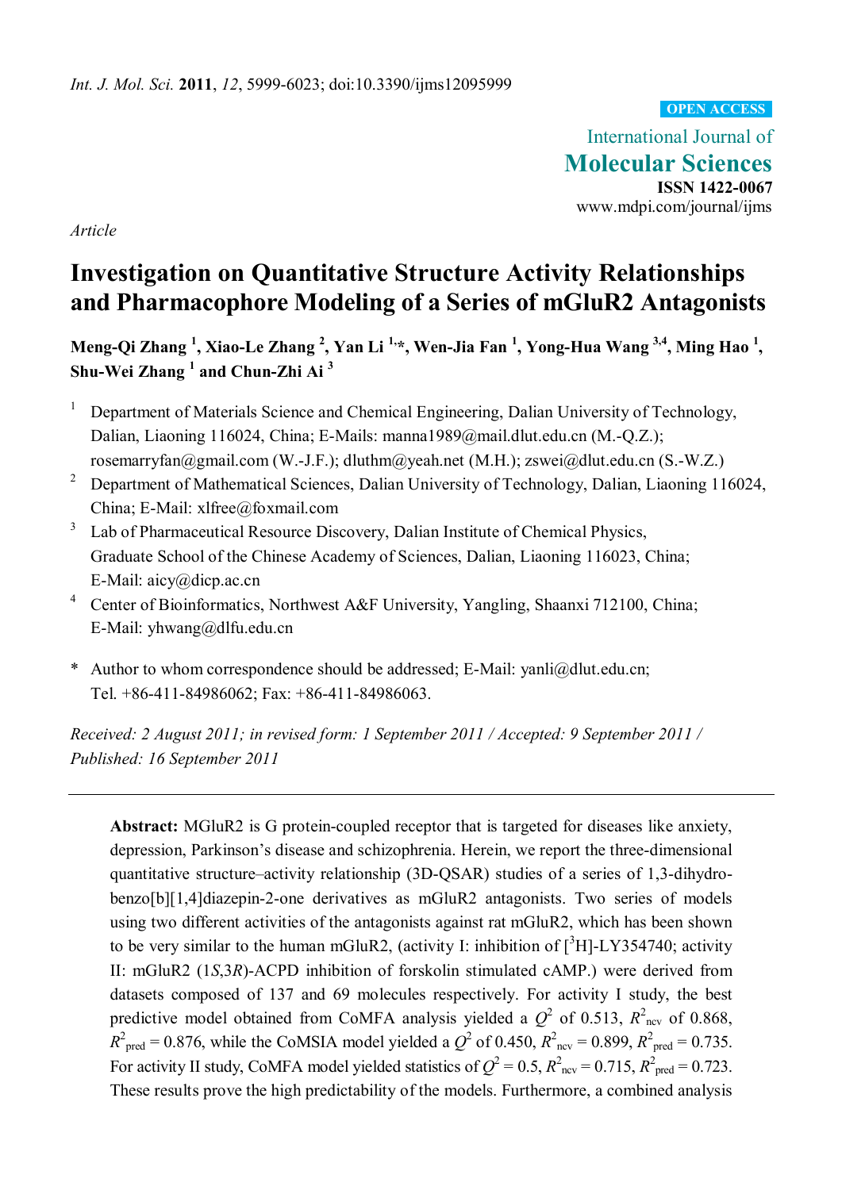*Int. J. Mol. Sci.* **2011**, *12*, 5999-6023; doi:10.3390/ijms12095999

**OPEN ACCESS**

International Journal of
**Molecular Sciences**
**ISSN 1422-0067**
www.mdpi.com/journal/ijms

*Article*

# Investigation on Quantitative Structure Activity Relationships and Pharmacophore Modeling of a Series of mGluR2 Antagonists

**Meng-Qi Zhang [1], Xiao-Le Zhang [2], Yan Li [1,*], Wen-Jia Fan [1], Yong-Hua Wang [3,4], Ming Hao [1], Shu-Wei Zhang [1] and Chun-Zhi Ai [3]**

1. Department of Materials Science and Chemical Engineering, Dalian University of Technology, Dalian, Liaoning 116024, China; E-Mails: manna1989@mail.dlut.edu.cn (M.-Q.Z.); rosemarryfan@gmail.com (W.-J.F.); dluthm@yeah.net (M.H.); zswei@dlut.edu.cn (S.-W.Z.)
2. Department of Mathematical Sciences, Dalian University of Technology, Dalian, Liaoning 116024, China; E-Mail: xlfree@foxmail.com
3. Lab of Pharmaceutical Resource Discovery, Dalian Institute of Chemical Physics, Graduate School of the Chinese Academy of Sciences, Dalian, Liaoning 116023, China; E-Mail: aicy@dicp.ac.cn
4. Center of Bioinformatics, Northwest A&F University, Yangling, Shaanxi 712100, China; E-Mail: yhwang@dlfu.edu.cn

\* Author to whom correspondence should be addressed; E-Mail: yanli@dlut.edu.cn; Tel. +86-411-84986062; Fax: +86-411-84986063.

*Received: 2 August 2011; in revised form: 1 September 2011 / Accepted: 9 September 2011 / Published: 16 September 2011*

---

**Abstract:** MGluR2 is G protein-coupled receptor that is targeted for diseases like anxiety, depression, Parkinson's disease and schizophrenia. Herein, we report the three-dimensional quantitative structure–activity relationship (3D-QSAR) studies of a series of 1,3-dihydro-benzo[b][1,4]diazepin-2-one derivatives as mGluR2 antagonists. Two series of models using two different activities of the antagonists against rat mGluR2, which has been shown to be very similar to the human mGluR2, (activity I: inhibition of [$^3$H]-LY354740; activity II: mGluR2 (1*S*,3*R*)-ACPD inhibition of forskolin stimulated cAMP.) were derived from datasets composed of 137 and 69 molecules respectively. For activity I study, the best predictive model obtained from CoMFA analysis yielded a $Q^2$ of 0.513, $R^2_{ncv}$ of 0.868, $R^2_{pred}$ = 0.876, while the CoMSIA model yielded a $Q^2$ of 0.450, $R^2_{ncv}$ = 0.899, $R^2_{pred}$ = 0.735. For activity II study, CoMFA model yielded statistics of $Q^2$ = 0.5, $R^2_{ncv}$ = 0.715, $R^2_{pred}$ = 0.723. These results prove the high predictability of the models. Furthermore, a combined analysis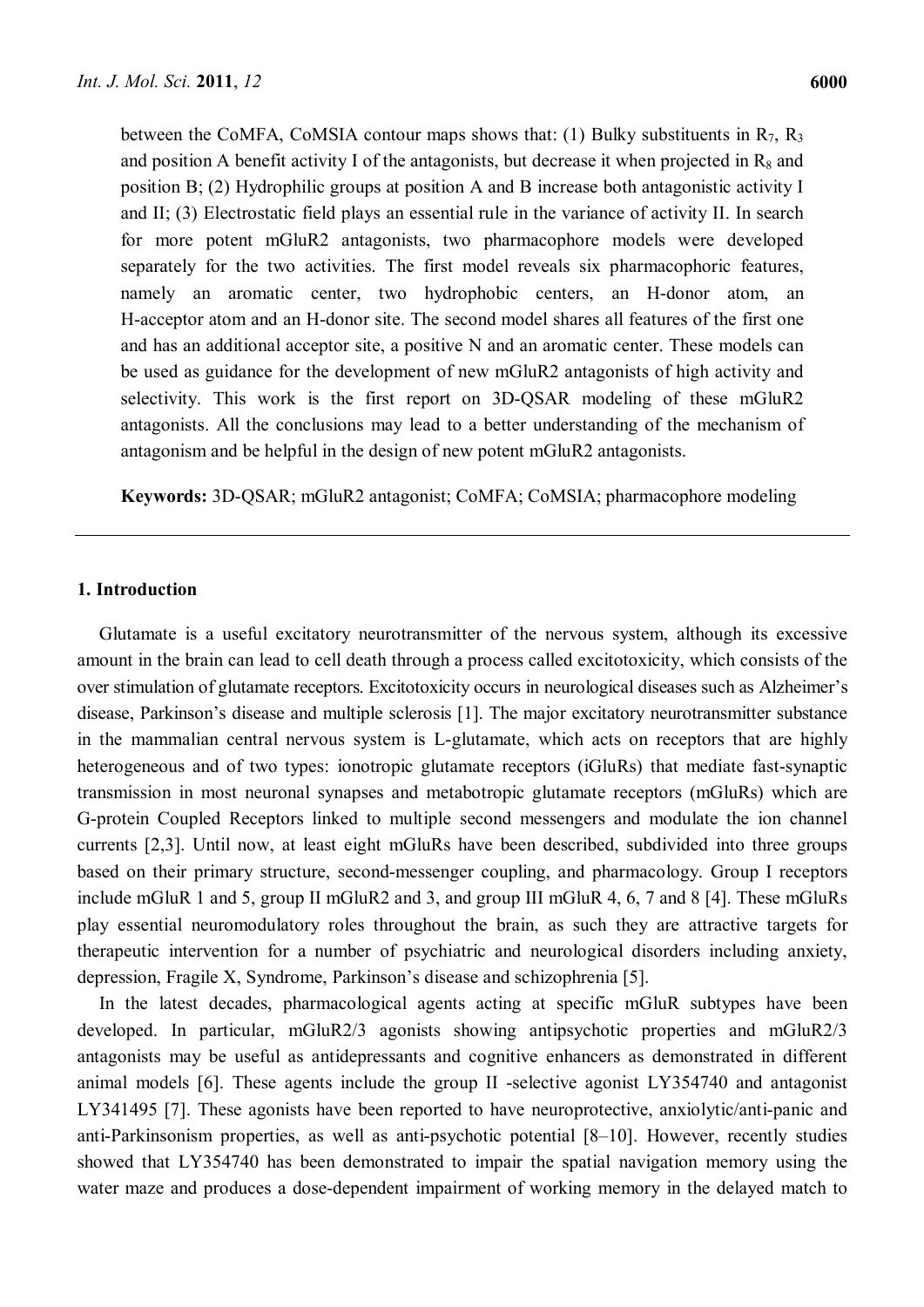between the CoMFA, CoMSIA contour maps shows that: (1) Bulky substituents in $R_7$, $R_3$ and position A benefit activity I of the antagonists, but decrease it when projected in $R_8$ and position B; (2) Hydrophilic groups at position A and B increase both antagonistic activity I and II; (3) Electrostatic field plays an essential rule in the variance of activity II. In search for more potent mGluR2 antagonists, two pharmacophore models were developed separately for the two activities. The first model reveals six pharmacophoric features, namely an aromatic center, two hydrophobic centers, an H-donor atom, an H-acceptor atom and an H-donor site. The second model shares all features of the first one and has an additional acceptor site, a positive N and an aromatic center. These models can be used as guidance for the development of new mGluR2 antagonists of high activity and selectivity. This work is the first report on 3D-QSAR modeling of these mGluR2 antagonists. All the conclusions may lead to a better understanding of the mechanism of antagonism and be helpful in the design of new potent mGluR2 antagonists.

**Keywords:** 3D-QSAR; mGluR2 antagonist; CoMFA; CoMSIA; pharmacophore modeling

## 1. Introduction

Glutamate is a useful excitatory neurotransmitter of the nervous system, although its excessive amount in the brain can lead to cell death through a process called excitotoxicity, which consists of the over stimulation of glutamate receptors. Excitotoxicity occurs in neurological diseases such as Alzheimer's disease, Parkinson's disease and multiple sclerosis [1]. The major excitatory neurotransmitter substance in the mammalian central nervous system is L-glutamate, which acts on receptors that are highly heterogeneous and of two types: ionotropic glutamate receptors (iGluRs) that mediate fast-synaptic transmission in most neuronal synapses and metabotropic glutamate receptors (mGluRs) which are G-protein Coupled Receptors linked to multiple second messengers and modulate the ion channel currents [2,3]. Until now, at least eight mGluRs have been described, subdivided into three groups based on their primary structure, second-messenger coupling, and pharmacology. Group I receptors include mGluR 1 and 5, group II mGluR2 and 3, and group III mGluR 4, 6, 7 and 8 [4]. These mGluRs play essential neuromodulatory roles throughout the brain, as such they are attractive targets for therapeutic intervention for a number of psychiatric and neurological disorders including anxiety, depression, Fragile X, Syndrome, Parkinson's disease and schizophrenia [5].

In the latest decades, pharmacological agents acting at specific mGluR subtypes have been developed. In particular, mGluR2/3 agonists showing antipsychotic properties and mGluR2/3 antagonists may be useful as antidepressants and cognitive enhancers as demonstrated in different animal models [6]. These agents include the group II -selective agonist LY354740 and antagonist LY341495 [7]. These agonists have been reported to have neuroprotective, anxiolytic/anti-panic and anti-Parkinsonism properties, as well as anti-psychotic potential [8–10]. However, recently studies showed that LY354740 has been demonstrated to impair the spatial navigation memory using the water maze and produces a dose-dependent impairment of working memory in the delayed match to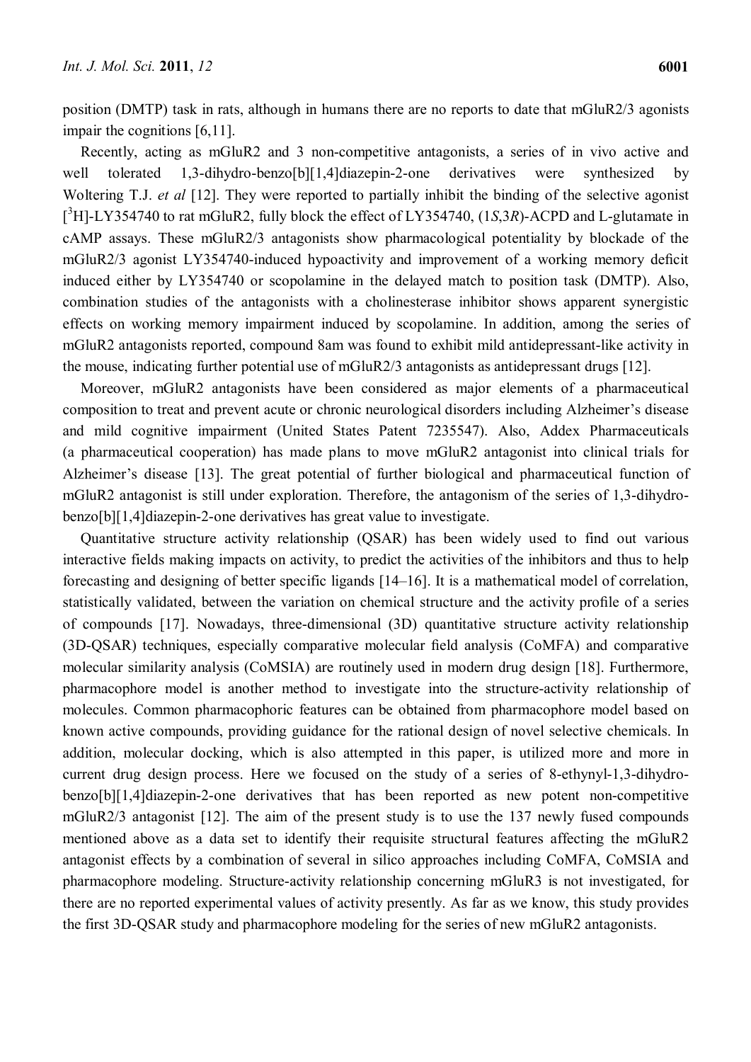position (DMTP) task in rats, although in humans there are no reports to date that mGluR2/3 agonists impair the cognitions [6,11].

Recently, acting as mGluR2 and 3 non-competitive antagonists, a series of in vivo active and well tolerated 1,3-dihydro-benzo[b][1,4]diazepin-2-one derivatives were synthesized by Woltering T.J. *et al* [12]. They were reported to partially inhibit the binding of the selective agonist [$^3$H]-LY354740 to rat mGluR2, fully block the effect of LY354740, (1*S*,3*R*)-ACPD and L-glutamate in cAMP assays. These mGluR2/3 antagonists show pharmacological potentiality by blockade of the mGluR2/3 agonist LY354740-induced hypoactivity and improvement of a working memory deficit induced either by LY354740 or scopolamine in the delayed match to position task (DMTP). Also, combination studies of the antagonists with a cholinesterase inhibitor shows apparent synergistic effects on working memory impairment induced by scopolamine. In addition, among the series of mGluR2 antagonists reported, compound 8am was found to exhibit mild antidepressant-like activity in the mouse, indicating further potential use of mGluR2/3 antagonists as antidepressant drugs [12].

Moreover, mGluR2 antagonists have been considered as major elements of a pharmaceutical composition to treat and prevent acute or chronic neurological disorders including Alzheimer's disease and mild cognitive impairment (United States Patent 7235547). Also, Addex Pharmaceuticals (a pharmaceutical cooperation) has made plans to move mGluR2 antagonist into clinical trials for Alzheimer's disease [13]. The great potential of further biological and pharmaceutical function of mGluR2 antagonist is still under exploration. Therefore, the antagonism of the series of 1,3-dihydro-benzo[b][1,4]diazepin-2-one derivatives has great value to investigate.

Quantitative structure activity relationship (QSAR) has been widely used to find out various interactive fields making impacts on activity, to predict the activities of the inhibitors and thus to help forecasting and designing of better specific ligands [14–16]. It is a mathematical model of correlation, statistically validated, between the variation on chemical structure and the activity profile of a series of compounds [17]. Nowadays, three-dimensional (3D) quantitative structure activity relationship (3D-QSAR) techniques, especially comparative molecular field analysis (CoMFA) and comparative molecular similarity analysis (CoMSIA) are routinely used in modern drug design [18]. Furthermore, pharmacophore model is another method to investigate into the structure-activity relationship of molecules. Common pharmacophoric features can be obtained from pharmacophore model based on known active compounds, providing guidance for the rational design of novel selective chemicals. In addition, molecular docking, which is also attempted in this paper, is utilized more and more in current drug design process. Here we focused on the study of a series of 8-ethynyl-1,3-dihydro-benzo[b][1,4]diazepin-2-one derivatives that has been reported as new potent non-competitive mGluR2/3 antagonist [12]. The aim of the present study is to use the 137 newly fused compounds mentioned above as a data set to identify their requisite structural features affecting the mGluR2 antagonist effects by a combination of several in silico approaches including CoMFA, CoMSIA and pharmacophore modeling. Structure-activity relationship concerning mGluR3 is not investigated, for there are no reported experimental values of activity presently. As far as we know, this study provides the first 3D-QSAR study and pharmacophore modeling for the series of new mGluR2 antagonists.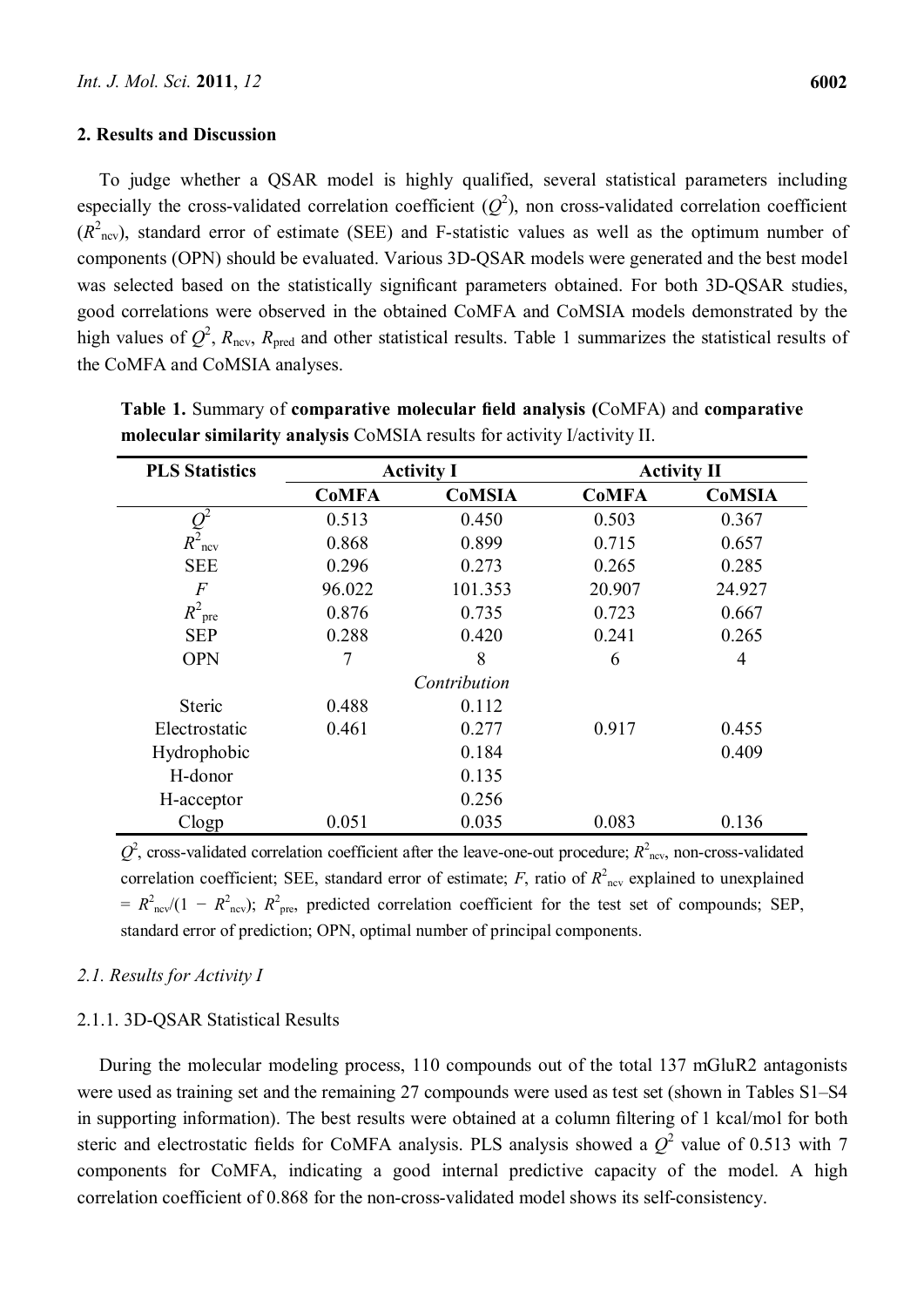## 2. Results and Discussion

To judge whether a QSAR model is highly qualified, several statistical parameters including especially the cross-validated correlation coefficient ($Q^2$), non cross-validated correlation coefficient ($R^2_{ncv}$), standard error of estimate (SEE) and F-statistic values as well as the optimum number of components (OPN) should be evaluated. Various 3D-QSAR models were generated and the best model was selected based on the statistically significant parameters obtained. For both 3D-QSAR studies, good correlations were observed in the obtained CoMFA and CoMSIA models demonstrated by the high values of $Q^2$, $R_{ncv}$, $R_{pred}$ and other statistical results. Table 1 summarizes the statistical results of the CoMFA and CoMSIA analyses.

**Table 1.** Summary of **comparative molecular field analysis (**CoMFA) and **comparative molecular similarity analysis** CoMSIA results for activity I/activity II.

| PLS Statistics | Activity I | | Activity II | |
|---|---|---|---|---|
| | **CoMFA** | **CoMSIA** | **CoMFA** | **CoMSIA** |
| $Q^2$ | 0.513 | 0.450 | 0.503 | 0.367 |
| $R^2_{ncv}$ | 0.868 | 0.899 | 0.715 | 0.657 |
| SEE | 0.296 | 0.273 | 0.265 | 0.285 |
| $F$ | 96.022 | 101.353 | 20.907 | 24.927 |
| $R^2_{pre}$ | 0.876 | 0.735 | 0.723 | 0.667 |
| SEP | 0.288 | 0.420 | 0.241 | 0.265 |
| OPN | 7 | 8 | 6 | 4 |
| | | *Contribution* | | |
| Steric | 0.488 | 0.112 | | |
| Electrostatic | 0.461 | 0.277 | 0.917 | 0.455 |
| Hydrophobic | | 0.184 | | 0.409 |
| H-donor | | 0.135 | | |
| H-acceptor | | 0.256 | | |
| Clogp | 0.051 | 0.035 | 0.083 | 0.136 |

$Q^2$, cross-validated correlation coefficient after the leave-one-out procedure; $R^2_{ncv}$, non-cross-validated correlation coefficient; SEE, standard error of estimate; $F$, ratio of $R^2_{ncv}$ explained to unexplained $= R^2_{ncv}/(1 - R^2_{ncv})$; $R^2_{pre}$, predicted correlation coefficient for the test set of compounds; SEP, standard error of prediction; OPN, optimal number of principal components.

### 2.1. Results for Activity I

#### 2.1.1. 3D-QSAR Statistical Results

During the molecular modeling process, 110 compounds out of the total 137 mGluR2 antagonists were used as training set and the remaining 27 compounds were used as test set (shown in Tables S1–S4 in supporting information). The best results were obtained at a column filtering of 1 kcal/mol for both steric and electrostatic fields for CoMFA analysis. PLS analysis showed a $Q^2$ value of 0.513 with 7 components for CoMFA, indicating a good internal predictive capacity of the model. A high correlation coefficient of 0.868 for the non-cross-validated model shows its self-consistency.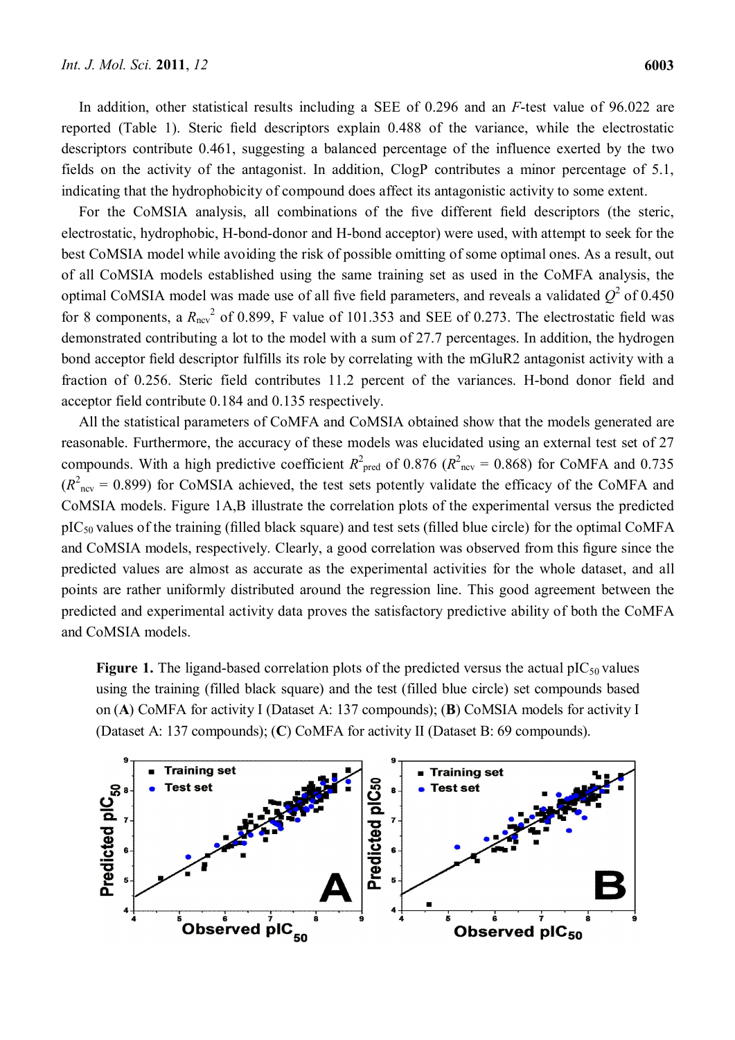In addition, other statistical results including a SEE of 0.296 and an $F$-test value of 96.022 are reported (Table 1). Steric field descriptors explain 0.488 of the variance, while the electrostatic descriptors contribute 0.461, suggesting a balanced percentage of the influence exerted by the two fields on the activity of the antagonist. In addition, ClogP contributes a minor percentage of 5.1, indicating that the hydrophobicity of compound does affect its antagonistic activity to some extent.

For the CoMSIA analysis, all combinations of the five different field descriptors (the steric, electrostatic, hydrophobic, H-bond-donor and H-bond acceptor) were used, with attempt to seek for the best CoMSIA model while avoiding the risk of possible omitting of some optimal ones. As a result, out of all CoMSIA models established using the same training set as used in the CoMFA analysis, the optimal CoMSIA model was made use of all five field parameters, and reveals a validated $Q^2$ of 0.450 for 8 components, a $R_{ncv}^2$ of 0.899, F value of 101.353 and SEE of 0.273. The electrostatic field was demonstrated contributing a lot to the model with a sum of 27.7 percentages. In addition, the hydrogen bond acceptor field descriptor fulfills its role by correlating with the mGluR2 antagonist activity with a fraction of 0.256. Steric field contributes 11.2 percent of the variances. H-bond donor field and acceptor field contribute 0.184 and 0.135 respectively.

All the statistical parameters of CoMFA and CoMSIA obtained show that the models generated are reasonable. Furthermore, the accuracy of these models was elucidated using an external test set of 27 compounds. With a high predictive coefficient $R^2_{pred}$ of 0.876 ($R^2_{ncv}$ = 0.868) for CoMFA and 0.735 ($R^2_{ncv}$ = 0.899) for CoMSIA achieved, the test sets potently validate the efficacy of the CoMFA and CoMSIA models. Figure 1A,B illustrate the correlation plots of the experimental versus the predicted $pIC_{50}$ values of the training (filled black square) and test sets (filled blue circle) for the optimal CoMFA and CoMSIA models, respectively. Clearly, a good correlation was observed from this figure since the predicted values are almost as accurate as the experimental activities for the whole dataset, and all points are rather uniformly distributed around the regression line. This good agreement between the predicted and experimental activity data proves the satisfactory predictive ability of both the CoMFA and CoMSIA models.

**Figure 1.** The ligand-based correlation plots of the predicted versus the actual $pIC_{50}$ values using the training (filled black square) and the test (filled blue circle) set compounds based on (**A**) CoMFA for activity I (Dataset A: 137 compounds); (**B**) CoMSIA models for activity I (Dataset A: 137 compounds); (**C**) CoMFA for activity II (Dataset B: 69 compounds).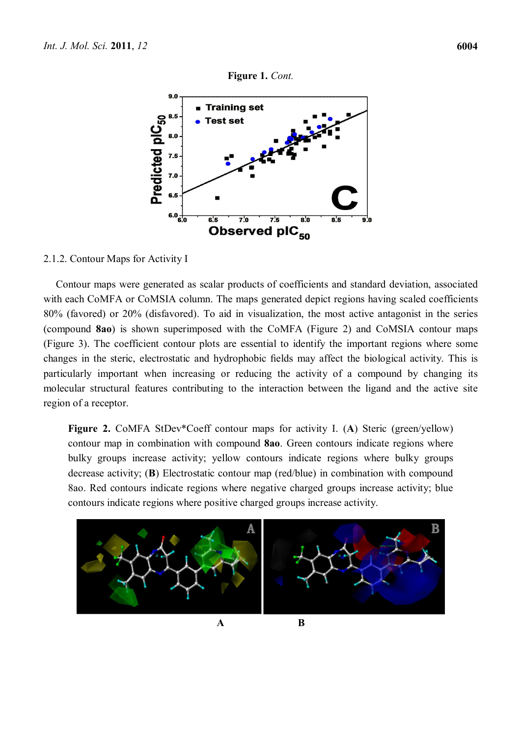**Figure 1.** *Cont.*

2.1.2. Contour Maps for Activity I

Contour maps were generated as scalar products of coefficients and standard deviation, associated with each CoMFA or CoMSIA column. The maps generated depict regions having scaled coefficients 80% (favored) or 20% (disfavored). To aid in visualization, the most active antagonist in the series (compound **8ao**) is shown superimposed with the CoMFA (Figure 2) and CoMSIA contour maps (Figure 3). The coefficient contour plots are essential to identify the important regions where some changes in the steric, electrostatic and hydrophobic fields may affect the biological activity. This is particularly important when increasing or reducing the activity of a compound by changing its molecular structural features contributing to the interaction between the ligand and the active site region of a receptor.

**Figure 2.** CoMFA StDev*Coeff contour maps for activity I. (**A**) Steric (green/yellow) contour map in combination with compound **8ao**. Green contours indicate regions where bulky groups increase activity; yellow contours indicate regions where bulky groups decrease activity; (**B**) Electrostatic contour map (red/blue) in combination with compound 8ao. Red contours indicate regions where negative charged groups increase activity; blue contours indicate regions where positive charged groups increase activity.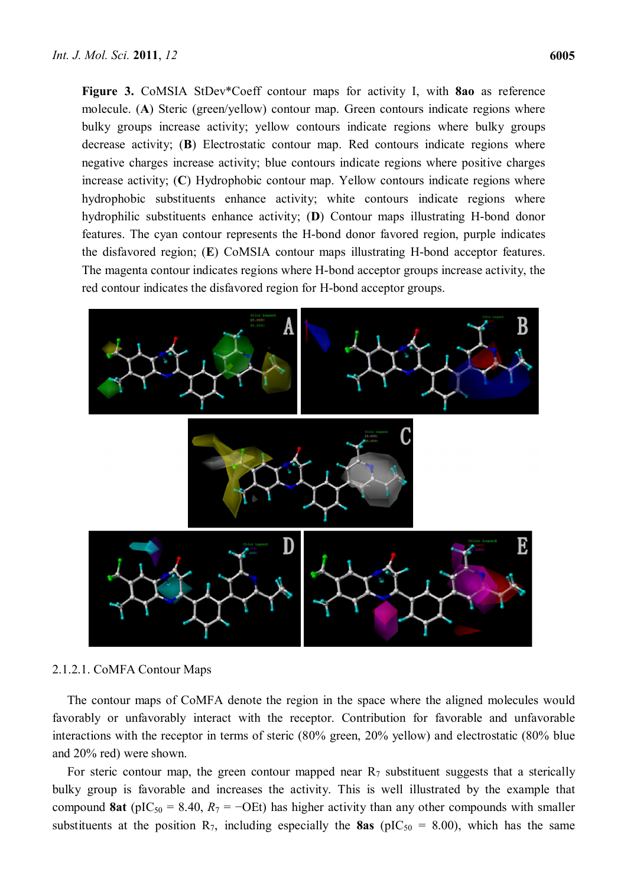**Figure 3.** CoMSIA StDev*Coeff contour maps for activity I, with **8ao** as reference molecule. (**A**) Steric (green/yellow) contour map. Green contours indicate regions where bulky groups increase activity; yellow contours indicate regions where bulky groups decrease activity; (**B**) Electrostatic contour map. Red contours indicate regions where negative charges increase activity; blue contours indicate regions where positive charges increase activity; (**C**) Hydrophobic contour map. Yellow contours indicate regions where hydrophobic substituents enhance activity; white contours indicate regions where hydrophilic substituents enhance activity; (**D**) Contour maps illustrating H-bond donor features. The cyan contour represents the H-bond donor favored region, purple indicates the disfavored region; (**E**) CoMSIA contour maps illustrating H-bond acceptor features. The magenta contour indicates regions where H-bond acceptor groups increase activity, the red contour indicates the disfavored region for H-bond acceptor groups.

2.1.2.1. CoMFA Contour Maps

The contour maps of CoMFA denote the region in the space where the aligned molecules would favorably or unfavorably interact with the receptor. Contribution for favorable and unfavorable interactions with the receptor in terms of steric (80% green, 20% yellow) and electrostatic (80% blue and 20% red) were shown.

For steric contour map, the green contour mapped near $R_7$ substituent suggests that a sterically bulky group is favorable and increases the activity. This is well illustrated by the example that compound **8at** ($pIC_{50}$ = 8.40, $R_7$ = −OEt) has higher activity than any other compounds with smaller substituents at the position $R_7$, including especially the **8as** ($pIC_{50}$ = 8.00), which has the same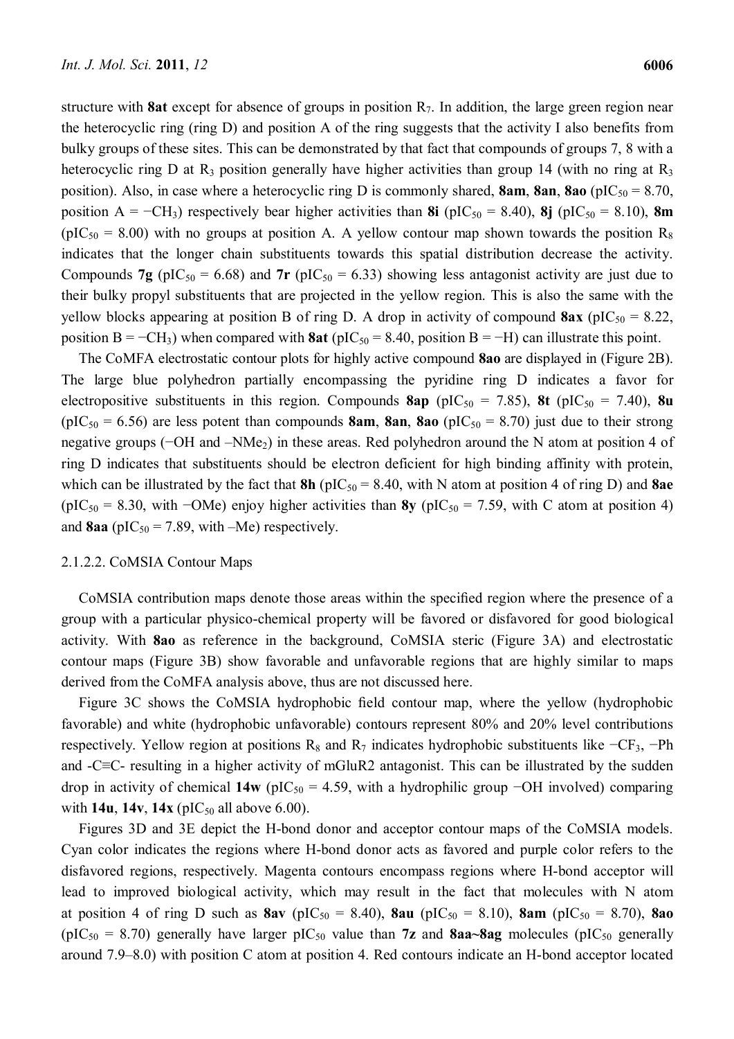structure with **8at** except for absence of groups in position $R_7$. In addition, the large green region near the heterocyclic ring (ring D) and position A of the ring suggests that the activity I also benefits from bulky groups of these sites. This can be demonstrated by that fact that compounds of groups 7, 8 with a heterocyclic ring D at $R_3$ position generally have higher activities than group 14 (with no ring at $R_3$ position). Also, in case where a heterocyclic ring D is commonly shared, **8am**, **8an**, **8ao** ($pIC_{50}$ = 8.70, position A = $-CH_3$) respectively bear higher activities than **8i** ($pIC_{50}$ = 8.40), **8j** ($pIC_{50}$ = 8.10), **8m** ($pIC_{50}$ = 8.00) with no groups at position A. A yellow contour map shown towards the position $R_8$ indicates that the longer chain substituents towards this spatial distribution decrease the activity. Compounds **7g** ($pIC_{50}$ = 6.68) and **7r** ($pIC_{50}$ = 6.33) showing less antagonist activity are just due to their bulky propyl substituents that are projected in the yellow region. This is also the same with the yellow blocks appearing at position B of ring D. A drop in activity of compound **8ax** ($pIC_{50}$ = 8.22, position B = $-CH_3$) when compared with **8at** ($pIC_{50}$ = 8.40, position B = −H) can illustrate this point.

The CoMFA electrostatic contour plots for highly active compound **8ao** are displayed in (Figure 2B). The large blue polyhedron partially encompassing the pyridine ring D indicates a favor for electropositive substituents in this region. Compounds **8ap** ($pIC_{50}$ = 7.85), **8t** ($pIC_{50}$ = 7.40), **8u** ($pIC_{50}$ = 6.56) are less potent than compounds **8am**, **8an**, **8ao** ($pIC_{50}$ = 8.70) just due to their strong negative groups (−OH and $-NMe_2$) in these areas. Red polyhedron around the N atom at position 4 of ring D indicates that substituents should be electron deficient for high binding affinity with protein, which can be illustrated by the fact that **8h** ($pIC_{50}$ = 8.40, with N atom at position 4 of ring D) and **8ae** ($pIC_{50}$ = 8.30, with −OMe) enjoy higher activities than **8y** ($pIC_{50}$ = 7.59, with C atom at position 4) and **8aa** ($pIC_{50}$ = 7.89, with –Me) respectively.

#### 2.1.2.2. CoMSIA Contour Maps

CoMSIA contribution maps denote those areas within the specified region where the presence of a group with a particular physico-chemical property will be favored or disfavored for good biological activity. With **8ao** as reference in the background, CoMSIA steric (Figure 3A) and electrostatic contour maps (Figure 3B) show favorable and unfavorable regions that are highly similar to maps derived from the CoMFA analysis above, thus are not discussed here.

Figure 3C shows the CoMSIA hydrophobic field contour map, where the yellow (hydrophobic favorable) and white (hydrophobic unfavorable) contours represent 80% and 20% level contributions respectively. Yellow region at positions $R_8$ and $R_7$ indicates hydrophobic substituents like $-CF_3$, −Ph and -C≡C- resulting in a higher activity of mGluR2 antagonist. This can be illustrated by the sudden drop in activity of chemical **14w** ($pIC_{50}$ = 4.59, with a hydrophilic group −OH involved) comparing with **14u**, **14v**, **14x** ($pIC_{50}$ all above 6.00).

Figures 3D and 3E depict the H-bond donor and acceptor contour maps of the CoMSIA models. Cyan color indicates the regions where H-bond donor acts as favored and purple color refers to the disfavored regions, respectively. Magenta contours encompass regions where H-bond acceptor will lead to improved biological activity, which may result in the fact that molecules with N atom at position 4 of ring D such as **8av** ($pIC_{50}$ = 8.40), **8au** ($pIC_{50}$ = 8.10), **8am** ($pIC_{50}$ = 8.70), **8ao** ($pIC_{50}$ = 8.70) generally have larger $pIC_{50}$ value than **7z** and **8aa~8ag** molecules ($pIC_{50}$ generally around 7.9–8.0) with position C atom at position 4. Red contours indicate an H-bond acceptor located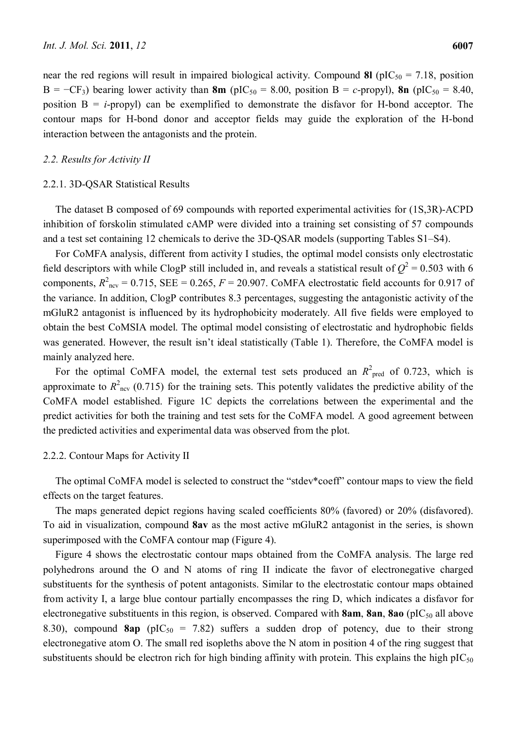near the red regions will result in impaired biological activity. Compound **8l** ($pIC_{50}$ = 7.18, position B = $-CF_3$) bearing lower activity than **8m** ($pIC_{50}$ = 8.00, position B = *c*-propyl), **8n** ($pIC_{50}$ = 8.40, position B = *i*-propyl) can be exemplified to demonstrate the disfavor for H-bond acceptor. The contour maps for H-bond donor and acceptor fields may guide the exploration of the H-bond interaction between the antagonists and the protein.

### *2.2. Results for Activity II*

#### 2.2.1. 3D-QSAR Statistical Results

The dataset B composed of 69 compounds with reported experimental activities for (1S,3R)-ACPD inhibition of forskolin stimulated cAMP were divided into a training set consisting of 57 compounds and a test set containing 12 chemicals to derive the 3D-QSAR models (supporting Tables S1–S4).

For CoMFA analysis, different from activity I studies, the optimal model consists only electrostatic field descriptors with while ClogP still included in, and reveals a statistical result of $Q^2$ = 0.503 with 6 components, $R^2_{ncv}$ = 0.715, SEE = 0.265, $F$ = 20.907. CoMFA electrostatic field accounts for 0.917 of the variance. In addition, ClogP contributes 8.3 percentages, suggesting the antagonistic activity of the mGluR2 antagonist is influenced by its hydrophobicity moderately. All five fields were employed to obtain the best CoMSIA model. The optimal model consisting of electrostatic and hydrophobic fields was generated. However, the result isn't ideal statistically (Table 1). Therefore, the CoMFA model is mainly analyzed here.

For the optimal CoMFA model, the external test sets produced an $R^2_{pred}$ of 0.723, which is approximate to $R^2_{ncv}$ (0.715) for the training sets. This potently validates the predictive ability of the CoMFA model established. Figure 1C depicts the correlations between the experimental and the predict activities for both the training and test sets for the CoMFA model. A good agreement between the predicted activities and experimental data was observed from the plot.

#### 2.2.2. Contour Maps for Activity II

The optimal CoMFA model is selected to construct the "stdev*coeff" contour maps to view the field effects on the target features.

The maps generated depict regions having scaled coefficients 80% (favored) or 20% (disfavored). To aid in visualization, compound **8av** as the most active mGluR2 antagonist in the series, is shown superimposed with the CoMFA contour map (Figure 4).

Figure 4 shows the electrostatic contour maps obtained from the CoMFA analysis. The large red polyhedrons around the O and N atoms of ring II indicate the favor of electronegative charged substituents for the synthesis of potent antagonists. Similar to the electrostatic contour maps obtained from activity I, a large blue contour partially encompasses the ring D, which indicates a disfavor for electronegative substituents in this region, is observed. Compared with **8am**, **8an**, **8ao** ($pIC_{50}$ all above 8.30), compound **8ap** ($pIC_{50}$ = 7.82) suffers a sudden drop of potency, due to their strong electronegative atom O. The small red isopleths above the N atom in position 4 of the ring suggest that substituents should be electron rich for high binding affinity with protein. This explains the high $pIC_{50}$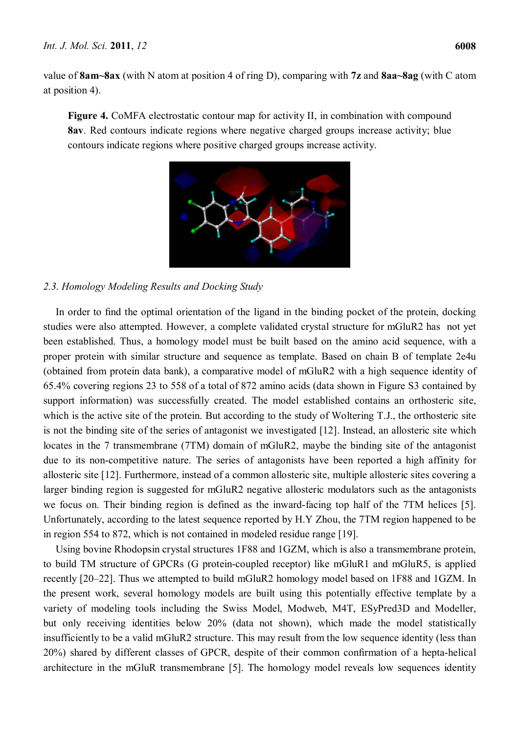value of **8am~8ax** (with N atom at position 4 of ring D), comparing with **7z** and **8aa~8ag** (with C atom at position 4).

**Figure 4.** CoMFA electrostatic contour map for activity II, in combination with compound **8av**. Red contours indicate regions where negative charged groups increase activity; blue contours indicate regions where positive charged groups increase activity.

### *2.3. Homology Modeling Results and Docking Study*

In order to find the optimal orientation of the ligand in the binding pocket of the protein, docking studies were also attempted. However, a complete validated crystal structure for mGluR2 has not yet been established. Thus, a homology model must be built based on the amino acid sequence, with a proper protein with similar structure and sequence as template. Based on chain B of template 2e4u (obtained from protein data bank), a comparative model of mGluR2 with a high sequence identity of 65.4% covering regions 23 to 558 of a total of 872 amino acids (data shown in Figure S3 contained by support information) was successfully created. The model established contains an orthosteric site, which is the active site of the protein. But according to the study of Woltering T.J., the orthosteric site is not the binding site of the series of antagonist we investigated [12]. Instead, an allosteric site which locates in the 7 transmembrane (7TM) domain of mGluR2, maybe the binding site of the antagonist due to its non-competitive nature. The series of antagonists have been reported a high affinity for allosteric site [12]. Furthermore, instead of a common allosteric site, multiple allosteric sites covering a larger binding region is suggested for mGluR2 negative allosteric modulators such as the antagonists we focus on. Their binding region is defined as the inward-facing top half of the 7TM helices [5]. Unfortunately, according to the latest sequence reported by H.Y Zhou, the 7TM region happened to be in region 554 to 872, which is not contained in modeled residue range [19].

Using bovine Rhodopsin crystal structures 1F88 and 1GZM, which is also a transmembrane protein, to build TM structure of GPCRs (G protein-coupled receptor) like mGluR1 and mGluR5, is applied recently [20–22]. Thus we attempted to build mGluR2 homology model based on 1F88 and 1GZM. In the present work, several homology models are built using this potentially effective template by a variety of modeling tools including the Swiss Model, Modweb, M4T, ESyPred3D and Modeller, but only receiving identities below 20% (data not shown), which made the model statistically insufficiently to be a valid mGluR2 structure. This may result from the low sequence identity (less than 20%) shared by different classes of GPCR, despite of their common confirmation of a hepta-helical architecture in the mGluR transmembrane [5]. The homology model reveals low sequences identity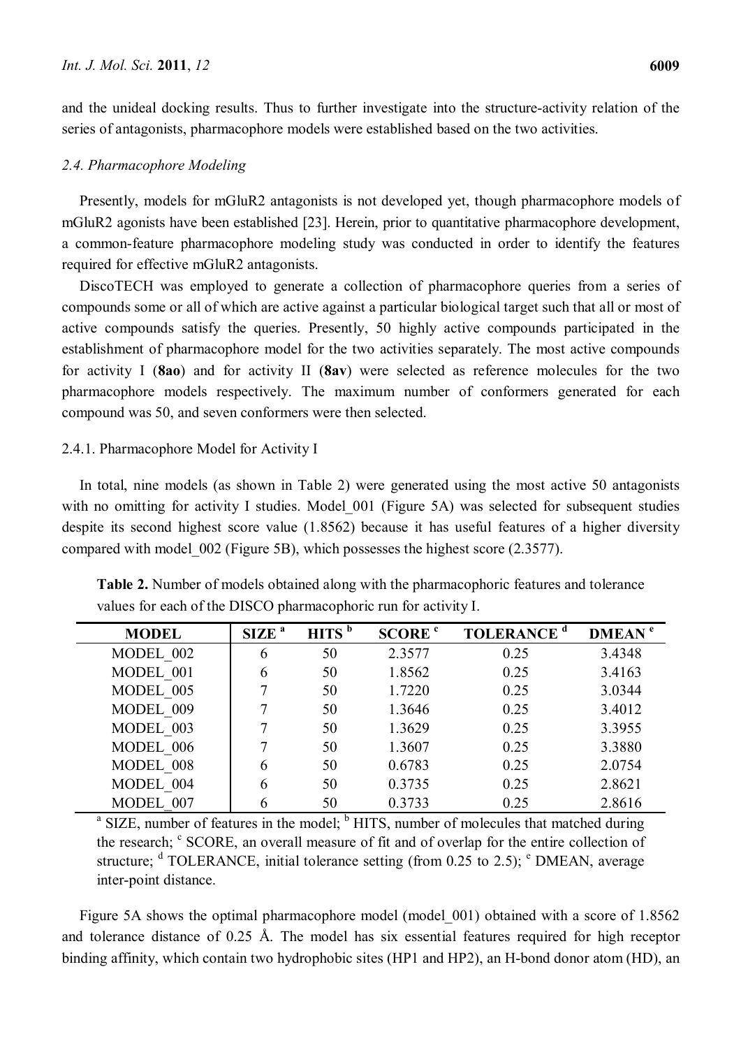and the unideal docking results. Thus to further investigate into the structure-activity relation of the series of antagonists, pharmacophore models were established based on the two activities.

### *2.4. Pharmacophore Modeling*

Presently, models for mGluR2 antagonists is not developed yet, though pharmacophore models of mGluR2 agonists have been established [23]. Herein, prior to quantitative pharmacophore development, a common-feature pharmacophore modeling study was conducted in order to identify the features required for effective mGluR2 antagonists.

DiscoTECH was employed to generate a collection of pharmacophore queries from a series of compounds some or all of which are active against a particular biological target such that all or most of active compounds satisfy the queries. Presently, 50 highly active compounds participated in the establishment of pharmacophore model for the two activities separately. The most active compounds for activity I (**8ao**) and for activity II (**8av**) were selected as reference molecules for the two pharmacophore models respectively. The maximum number of conformers generated for each compound was 50, and seven conformers were then selected.

#### 2.4.1. Pharmacophore Model for Activity I

In total, nine models (as shown in Table 2) were generated using the most active 50 antagonists with no omitting for activity I studies. Model_001 (Figure 5A) was selected for subsequent studies despite its second highest score value (1.8562) because it has useful features of a higher diversity compared with model_002 (Figure 5B), which possesses the highest score (2.3577).

**Table 2.** Number of models obtained along with the pharmacophoric features and tolerance values for each of the DISCO pharmacophoric run for activity I.

| MODEL | SIZE [a] | HITS [b] | SCORE [c] | TOLERANCE [d] | DMEAN [e] |
|---|---|---|---|---|---|
| MODEL_002 | 6 | 50 | 2.3577 | 0.25 | 3.4348 |
| MODEL_001 | 6 | 50 | 1.8562 | 0.25 | 3.4163 |
| MODEL_005 | 7 | 50 | 1.7220 | 0.25 | 3.0344 |
| MODEL_009 | 7 | 50 | 1.3646 | 0.25 | 3.4012 |
| MODEL_003 | 7 | 50 | 1.3629 | 0.25 | 3.3955 |
| MODEL_006 | 7 | 50 | 1.3607 | 0.25 | 3.3880 |
| MODEL_008 | 6 | 50 | 0.6783 | 0.25 | 2.0754 |
| MODEL_004 | 6 | 50 | 0.3735 | 0.25 | 2.8621 |
| MODEL_007 | 6 | 50 | 0.3733 | 0.25 | 2.8616 |

[a] SIZE, number of features in the model; [b] HITS, number of molecules that matched during the research; [c] SCORE, an overall measure of fit and of overlap for the entire collection of structure; [d] TOLERANCE, initial tolerance setting (from 0.25 to 2.5); [e] DMEAN, average inter-point distance.

Figure 5A shows the optimal pharmacophore model (model_001) obtained with a score of 1.8562 and tolerance distance of 0.25 Å. The model has six essential features required for high receptor binding affinity, which contain two hydrophobic sites (HP1 and HP2), an H-bond donor atom (HD), an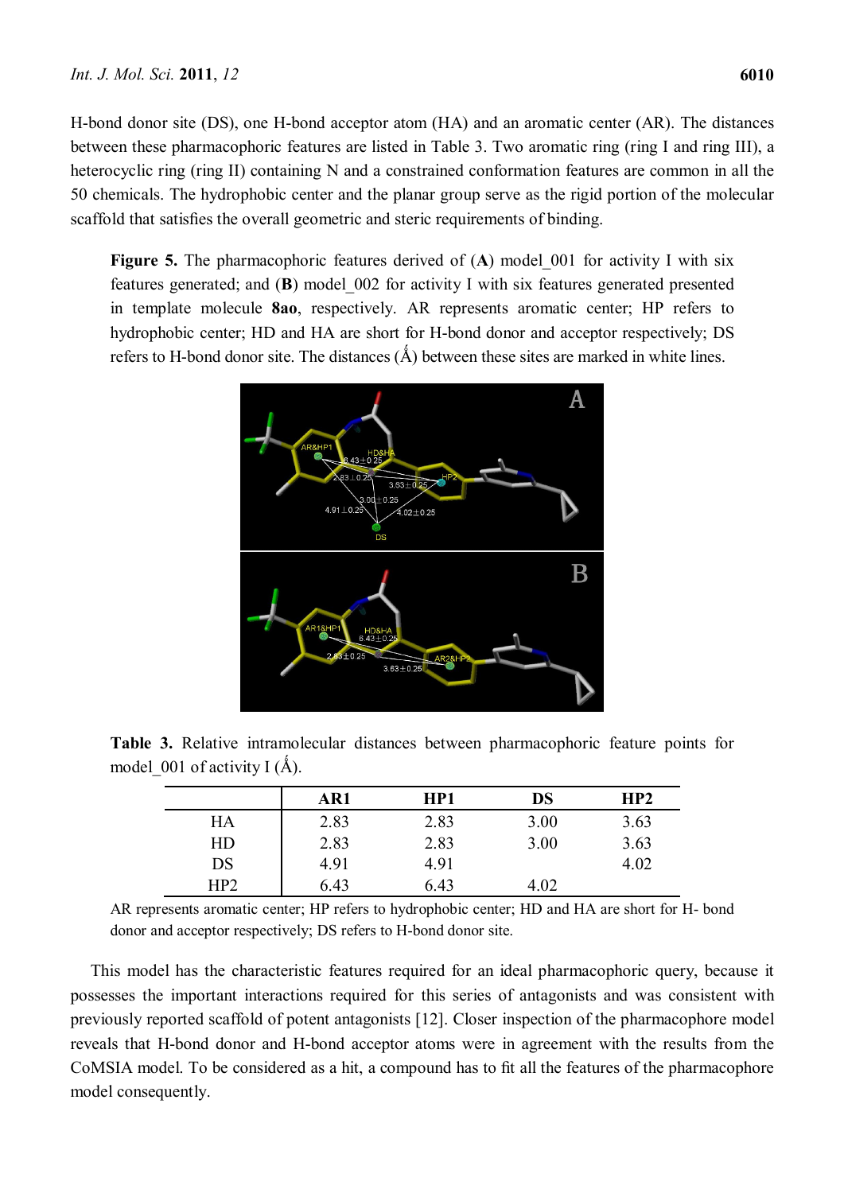H-bond donor site (DS), one H-bond acceptor atom (HA) and an aromatic center (AR). The distances between these pharmacophoric features are listed in Table 3. Two aromatic ring (ring I and ring III), a heterocyclic ring (ring II) containing N and a constrained conformation features are common in all the 50 chemicals. The hydrophobic center and the planar group serve as the rigid portion of the molecular scaffold that satisfies the overall geometric and steric requirements of binding.

**Figure 5.** The pharmacophoric features derived of (**A**) model_001 for activity I with six features generated; and (**B**) model_002 for activity I with six features generated presented in template molecule **8ao**, respectively. AR represents aromatic center; HP refers to hydrophobic center; HD and HA are short for H-bond donor and acceptor respectively; DS refers to H-bond donor site. The distances (Ǻ) between these sites are marked in white lines.

**Table 3.** Relative intramolecular distances between pharmacophoric feature points for model_001 of activity I (Ǻ).

| | AR1 | HP1 | DS | HP2 |
|---|---|---|---|---|
| HA | 2.83 | 2.83 | 3.00 | 3.63 |
| HD | 2.83 | 2.83 | 3.00 | 3.63 |
| DS | 4.91 | 4.91 | | 4.02 |
| HP2 | 6.43 | 6.43 | 4.02 | |

AR represents aromatic center; HP refers to hydrophobic center; HD and HA are short for H- bond donor and acceptor respectively; DS refers to H-bond donor site.

This model has the characteristic features required for an ideal pharmacophoric query, because it possesses the important interactions required for this series of antagonists and was consistent with previously reported scaffold of potent antagonists [12]. Closer inspection of the pharmacophore model reveals that H-bond donor and H-bond acceptor atoms were in agreement with the results from the CoMSIA model. To be considered as a hit, a compound has to fit all the features of the pharmacophore model consequently.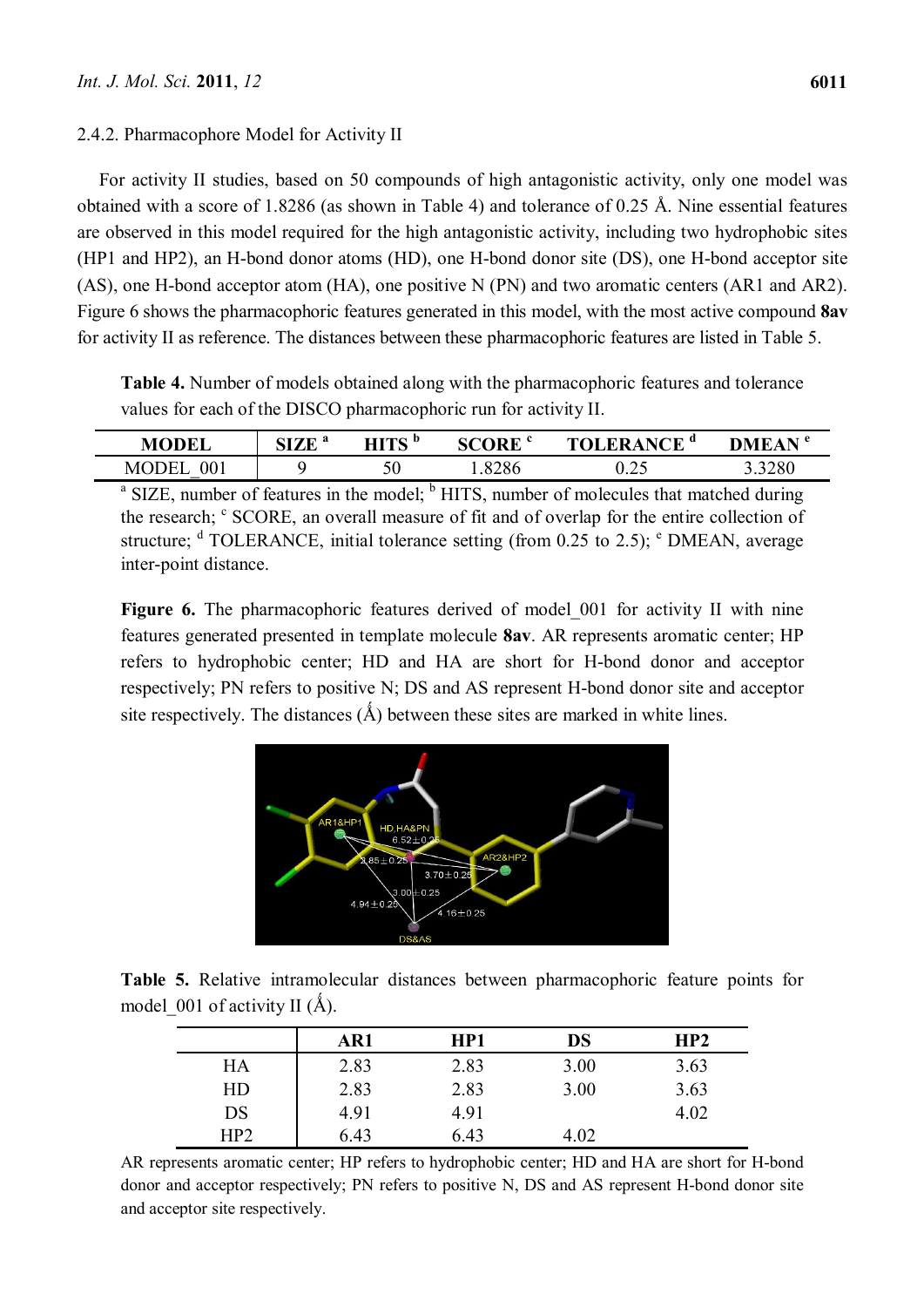#### 2.4.2. Pharmacophore Model for Activity II

For activity II studies, based on 50 compounds of high antagonistic activity, only one model was obtained with a score of 1.8286 (as shown in Table 4) and tolerance of 0.25 Å. Nine essential features are observed in this model required for the high antagonistic activity, including two hydrophobic sites (HP1 and HP2), an H-bond donor atoms (HD), one H-bond donor site (DS), one H-bond acceptor site (AS), one H-bond acceptor atom (HA), one positive N (PN) and two aromatic centers (AR1 and AR2). Figure 6 shows the pharmacophoric features generated in this model, with the most active compound **8av** for activity II as reference. The distances between these pharmacophoric features are listed in Table 5.

**Table 4.** Number of models obtained along with the pharmacophoric features and tolerance values for each of the DISCO pharmacophoric run for activity II.

| MODEL | SIZE [a] | HITS [b] | SCORE [c] | TOLERANCE [d] | DMEAN [e] |
|---|---|---|---|---|---|
| MODEL_001 | 9 | 50 | 1.8286 | 0.25 | 3.3280 |

[a] SIZE, number of features in the model; [b] HITS, number of molecules that matched during the research; [c] SCORE, an overall measure of fit and of overlap for the entire collection of structure; [d] TOLERANCE, initial tolerance setting (from 0.25 to 2.5); [e] DMEAN, average inter-point distance.

**Figure 6.** The pharmacophoric features derived of model_001 for activity II with nine features generated presented in template molecule **8av**. AR represents aromatic center; HP refers to hydrophobic center; HD and HA are short for H-bond donor and acceptor respectively; PN refers to positive N; DS and AS represent H-bond donor site and acceptor site respectively. The distances (Å) between these sites are marked in white lines.

**Table 5.** Relative intramolecular distances between pharmacophoric feature points for model_001 of activity II (Å).

| | AR1 | HP1 | DS | HP2 |
|---|---|---|---|---|
| HA | 2.83 | 2.83 | 3.00 | 3.63 |
| HD | 2.83 | 2.83 | 3.00 | 3.63 |
| DS | 4.91 | 4.91 | | 4.02 |
| HP2 | 6.43 | 6.43 | 4.02 | |

AR represents aromatic center; HP refers to hydrophobic center; HD and HA are short for H-bond donor and acceptor respectively; PN refers to positive N, DS and AS represent H-bond donor site and acceptor site respectively.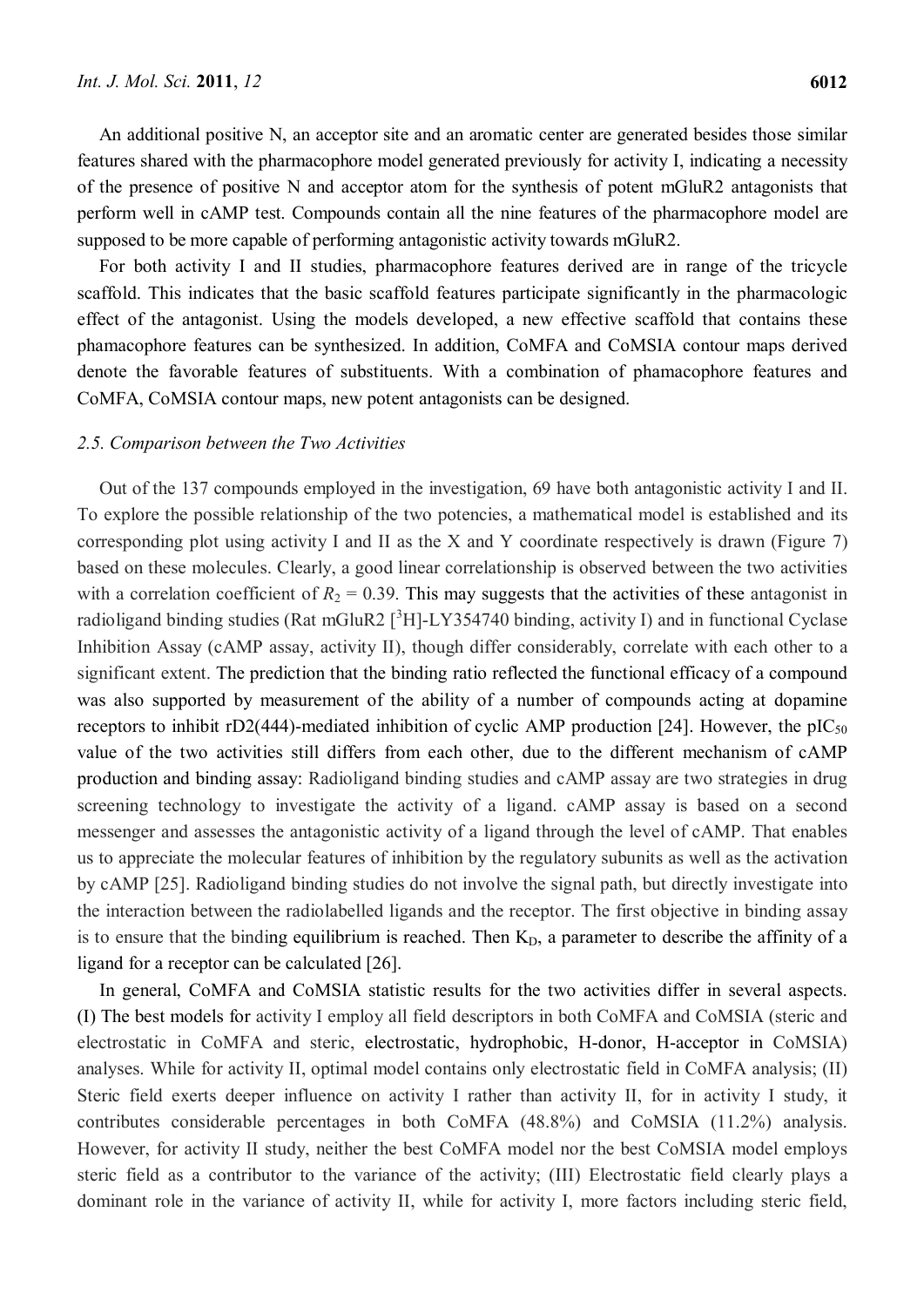An additional positive N, an acceptor site and an aromatic center are generated besides those similar features shared with the pharmacophore model generated previously for activity I, indicating a necessity of the presence of positive N and acceptor atom for the synthesis of potent mGluR2 antagonists that perform well in cAMP test. Compounds contain all the nine features of the pharmacophore model are supposed to be more capable of performing antagonistic activity towards mGluR2.

For both activity I and II studies, pharmacophore features derived are in range of the tricycle scaffold. This indicates that the basic scaffold features participate significantly in the pharmacologic effect of the antagonist. Using the models developed, a new effective scaffold that contains these phamacophore features can be synthesized. In addition, CoMFA and CoMSIA contour maps derived denote the favorable features of substituents. With a combination of phamacophore features and CoMFA, CoMSIA contour maps, new potent antagonists can be designed.

### 2.5. Comparison between the Two Activities

Out of the 137 compounds employed in the investigation, 69 have both antagonistic activity I and II. To explore the possible relationship of the two potencies, a mathematical model is established and its corresponding plot using activity I and II as the X and Y coordinate respectively is drawn (Figure 7) based on these molecules. Clearly, a good linear correlationship is observed between the two activities with a correlation coefficient of $R_2 = 0.39$. This may suggests that the activities of these antagonist in radioligand binding studies (Rat mGluR2 [$^3$H]-LY354740 binding, activity I) and in functional Cyclase Inhibition Assay (cAMP assay, activity II), though differ considerably, correlate with each other to a significant extent. The prediction that the binding ratio reflected the functional efficacy of a compound was also supported by measurement of the ability of a number of compounds acting at dopamine receptors to inhibit rD2(444)-mediated inhibition of cyclic AMP production [24]. However, the $pIC_{50}$ value of the two activities still differs from each other, due to the different mechanism of cAMP production and binding assay: Radioligand binding studies and cAMP assay are two strategies in drug screening technology to investigate the activity of a ligand. cAMP assay is based on a second messenger and assesses the antagonistic activity of a ligand through the level of cAMP. That enables us to appreciate the molecular features of inhibition by the regulatory subunits as well as the activation by cAMP [25]. Radioligand binding studies do not involve the signal path, but directly investigate into the interaction between the radiolabelled ligands and the receptor. The first objective in binding assay is to ensure that the binding equilibrium is reached. Then $K_D$, a parameter to describe the affinity of a ligand for a receptor can be calculated [26].

In general, CoMFA and CoMSIA statistic results for the two activities differ in several aspects. (I) The best models for activity I employ all field descriptors in both CoMFA and CoMSIA (steric and electrostatic in CoMFA and steric, electrostatic, hydrophobic, H-donor, H-acceptor in CoMSIA) analyses. While for activity II, optimal model contains only electrostatic field in CoMFA analysis; (II) Steric field exerts deeper influence on activity I rather than activity II, for in activity I study, it contributes considerable percentages in both CoMFA (48.8%) and CoMSIA (11.2%) analysis. However, for activity II study, neither the best CoMFA model nor the best CoMSIA model employs steric field as a contributor to the variance of the activity; (III) Electrostatic field clearly plays a dominant role in the variance of activity II, while for activity I, more factors including steric field,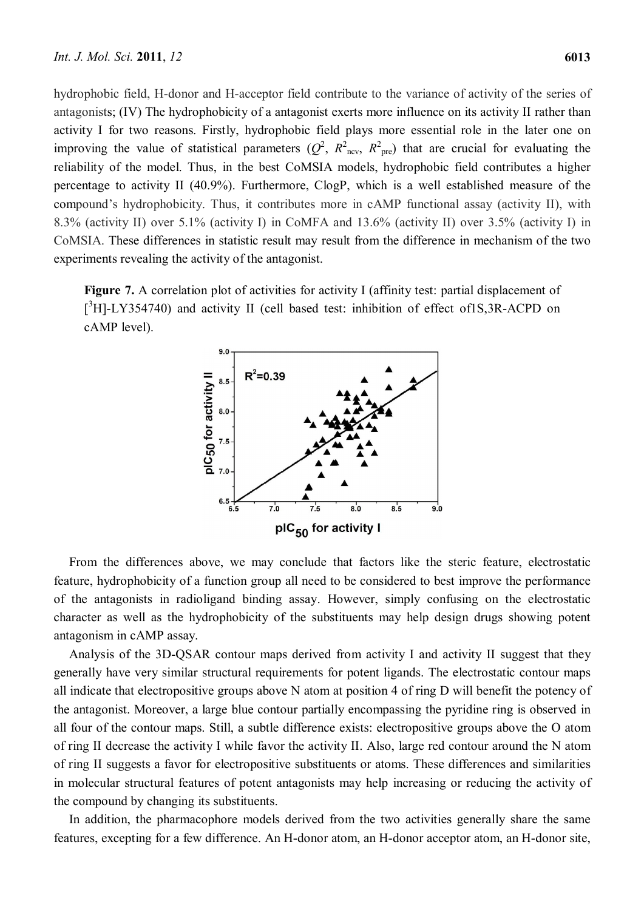hydrophobic field, H-donor and H-acceptor field contribute to the variance of activity of the series of antagonists; (IV) The hydrophobicity of a antagonist exerts more influence on its activity II rather than activity I for two reasons. Firstly, hydrophobic field plays more essential role in the later one on improving the value of statistical parameters ($Q^2$, $R^2_{ncv}$, $R^2_{pre}$) that are crucial for evaluating the reliability of the model. Thus, in the best CoMSIA models, hydrophobic field contributes a higher percentage to activity II (40.9%). Furthermore, ClogP, which is a well established measure of the compound's hydrophobicity. Thus, it contributes more in cAMP functional assay (activity II), with 8.3% (activity II) over 5.1% (activity I) in CoMFA and 13.6% (activity II) over 3.5% (activity I) in CoMSIA. These differences in statistic result may result from the difference in mechanism of the two experiments revealing the activity of the antagonist.

**Figure 7.** A correlation plot of activities for activity I (affinity test: partial displacement of [$^3$H]-LY354740) and activity II (cell based test: inhibition of effect of1S,3R-ACPD on cAMP level).

From the differences above, we may conclude that factors like the steric feature, electrostatic feature, hydrophobicity of a function group all need to be considered to best improve the performance of the antagonists in radioligand binding assay. However, simply confusing on the electrostatic character as well as the hydrophobicity of the substituents may help design drugs showing potent antagonism in cAMP assay.

Analysis of the 3D-QSAR contour maps derived from activity I and activity II suggest that they generally have very similar structural requirements for potent ligands. The electrostatic contour maps all indicate that electropositive groups above N atom at position 4 of ring D will benefit the potency of the antagonist. Moreover, a large blue contour partially encompassing the pyridine ring is observed in all four of the contour maps. Still, a subtle difference exists: electropositive groups above the O atom of ring II decrease the activity I while favor the activity II. Also, large red contour around the N atom of ring II suggests a favor for electropositive substituents or atoms. These differences and similarities in molecular structural features of potent antagonists may help increasing or reducing the activity of the compound by changing its substituents.

In addition, the pharmacophore models derived from the two activities generally share the same features, excepting for a few difference. An H-donor atom, an H-donor acceptor atom, an H-donor site,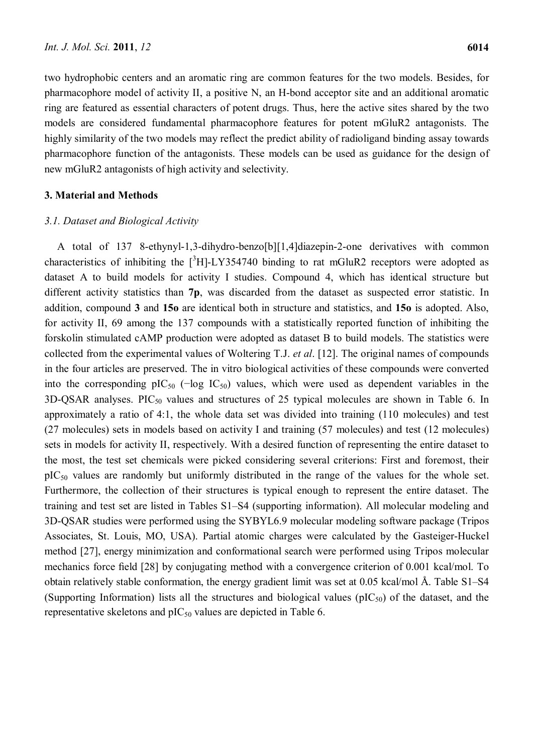two hydrophobic centers and an aromatic ring are common features for the two models. Besides, for pharmacophore model of activity II, a positive N, an H-bond acceptor site and an additional aromatic ring are featured as essential characters of potent drugs. Thus, here the active sites shared by the two models are considered fundamental pharmacophore features for potent mGluR2 antagonists. The highly similarity of the two models may reflect the predict ability of radioligand binding assay towards pharmacophore function of the antagonists. These models can be used as guidance for the design of new mGluR2 antagonists of high activity and selectivity.

## 3. Material and Methods

### 3.1. Dataset and Biological Activity

A total of 137 8-ethynyl-1,3-dihydro-benzo[b][1,4]diazepin-2-one derivatives with common characteristics of inhibiting the [$^3$H]-LY354740 binding to rat mGluR2 receptors were adopted as dataset A to build models for activity I studies. Compound 4, which has identical structure but different activity statistics than **7p**, was discarded from the dataset as suspected error statistic. In addition, compound **3** and **15o** are identical both in structure and statistics, and **15o** is adopted. Also, for activity II, 69 among the 137 compounds with a statistically reported function of inhibiting the forskolin stimulated cAMP production were adopted as dataset B to build models. The statistics were collected from the experimental values of Woltering T.J. *et al*. [12]. The original names of compounds in the four articles are preserved. The in vitro biological activities of these compounds were converted into the corresponding $pIC_{50}$ ($-\log IC_{50}$) values, which were used as dependent variables in the 3D-QSAR analyses. $PIC_{50}$ values and structures of 25 typical molecules are shown in Table 6. In approximately a ratio of 4:1, the whole data set was divided into training (110 molecules) and test (27 molecules) sets in models based on activity I and training (57 molecules) and test (12 molecules) sets in models for activity II, respectively. With a desired function of representing the entire dataset to the most, the test set chemicals were picked considering several criterions: First and foremost, their $pIC_{50}$ values are randomly but uniformly distributed in the range of the values for the whole set. Furthermore, the collection of their structures is typical enough to represent the entire dataset. The training and test set are listed in Tables S1–S4 (supporting information). All molecular modeling and 3D-QSAR studies were performed using the SYBYL6.9 molecular modeling software package (Tripos Associates, St. Louis, MO, USA). Partial atomic charges were calculated by the Gasteiger-Huckel method [27], energy minimization and conformational search were performed using Tripos molecular mechanics force field [28] by conjugating method with a convergence criterion of 0.001 kcal/mol. To obtain relatively stable conformation, the energy gradient limit was set at 0.05 kcal/mol Å. Table S1–S4 (Supporting Information) lists all the structures and biological values ($pIC_{50}$) of the dataset, and the representative skeletons and $pIC_{50}$ values are depicted in Table 6.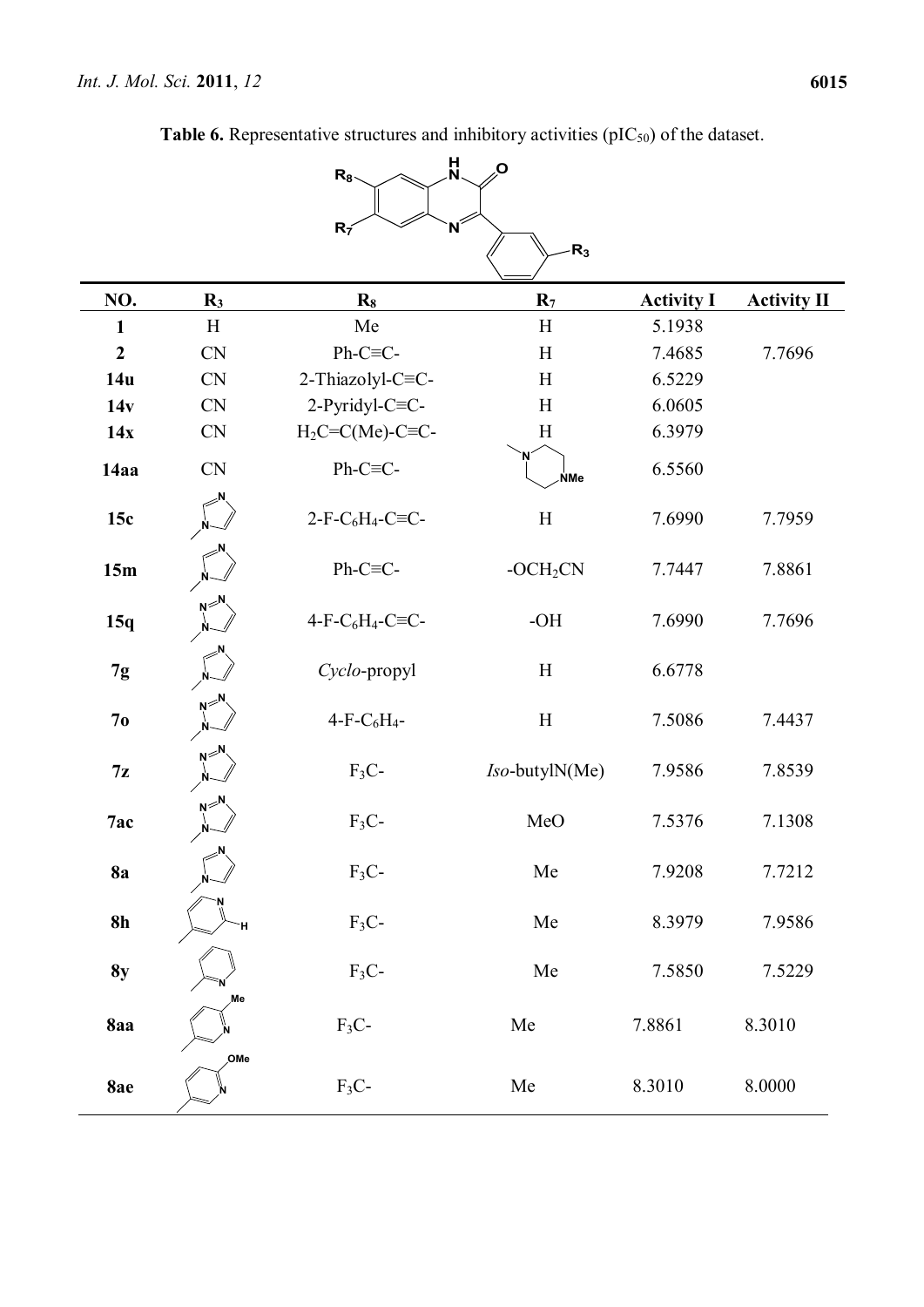**Table 6.** Representative structures and inhibitory activities ($pIC_{50}$) of the dataset.

| NO. | $R_3$ | $R_8$ | $R_7$ | Activity I | Activity II |
|---|---|---|---|---|---|
| **1** | H | Me | H | 5.1938 | |
| **2** | CN | Ph-C≡C- | H | 7.4685 | 7.7696 |
| **14u** | CN | 2-Thiazolyl-C≡C- | H | 6.5229 | |
| **14v** | CN | 2-Pyridyl-C≡C- | H | 6.0605 | |
| **14x** | CN | $H_2C$=C(Me)-C≡C- | H | 6.3979 | |
| **14aa** | CN | Ph-C≡C- | 4-methylpiperazin-1-yl | 6.5560 | |
| **15c** | imidazol-1-yl | 2-F-$C_6H_4$-C≡C- | H | 7.6990 | 7.7959 |
| **15m** | imidazol-1-yl | Ph-C≡C- | -$OCH_2CN$ | 7.7447 | 7.8861 |
| **15q** | 1,2,3-triazol-1-yl | 4-F-$C_6H_4$-C≡C- | -OH | 7.6990 | 7.7696 |
| **7g** | imidazol-1-yl | *Cyclo*-propyl | H | 6.6778 | |
| **7o** | 1,2,3-triazol-1-yl | 4-F-$C_6H_4$- | H | 7.5086 | 7.4437 |
| **7z** | 1,2,3-triazol-1-yl | $F_3C$- | *Iso*-butylN(Me) | 7.9586 | 7.8539 |
| **7ac** | 1,2,3-triazol-1-yl | $F_3C$- | MeO | 7.5376 | 7.1308 |
| **8a** | imidazol-1-yl | $F_3C$- | Me | 7.9208 | 7.7212 |
| **8h** | pyridin-4-yl | $F_3C$- | Me | 8.3979 | 7.9586 |
| **8y** | pyridin-2-yl | $F_3C$- | Me | 7.5850 | 7.5229 |
| **8aa** | 6-methylpyridin-3-yl | $F_3C$- | Me | 7.8861 | 8.3010 |
| **8ae** | 6-methoxypyridin-3-yl | $F_3C$- | Me | 8.3010 | 8.0000 |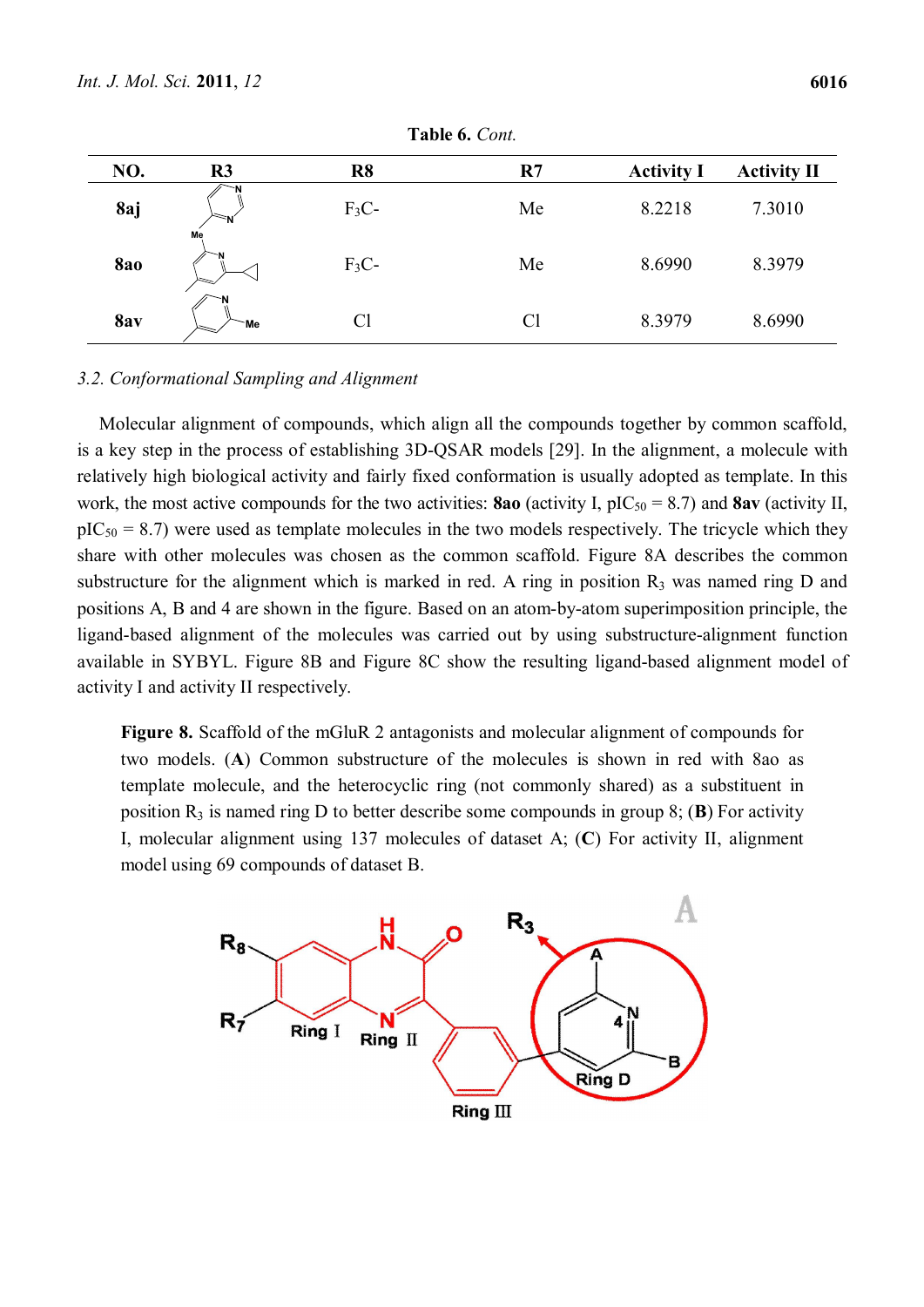**Table 6.** *Cont.*

| NO. | R3 | R8 | R7 | Activity I | Activity II |
|---|---|---|---|---|---|
| **8aj** | | $F_3C$- | Me | 8.2218 | 7.3010 |
| **8ao** | | $F_3C$- | Me | 8.6990 | 8.3979 |
| **8av** | | Cl | Cl | 8.3979 | 8.6990 |

*3.2. Conformational Sampling and Alignment*

Molecular alignment of compounds, which align all the compounds together by common scaffold, is a key step in the process of establishing 3D-QSAR models [29]. In the alignment, a molecule with relatively high biological activity and fairly fixed conformation is usually adopted as template. In this work, the most active compounds for the two activities: **8ao** (activity I, $pIC_{50}$ = 8.7) and **8av** (activity II, $pIC_{50}$ = 8.7) were used as template molecules in the two models respectively. The tricycle which they share with other molecules was chosen as the common scaffold. Figure 8A describes the common substructure for the alignment which is marked in red. A ring in position $R_3$ was named ring D and positions A, B and 4 are shown in the figure. Based on an atom-by-atom superimposition principle, the ligand-based alignment of the molecules was carried out by using substructure-alignment function available in SYBYL. Figure 8B and Figure 8C show the resulting ligand-based alignment model of activity I and activity II respectively.

**Figure 8.** Scaffold of the mGluR 2 antagonists and molecular alignment of compounds for two models. (**A**) Common substructure of the molecules is shown in red with 8ao as template molecule, and the heterocyclic ring (not commonly shared) as a substituent in position $R_3$ is named ring D to better describe some compounds in group 8; (**B**) For activity I, molecular alignment using 137 molecules of dataset A; (**C**) For activity II, alignment model using 69 compounds of dataset B.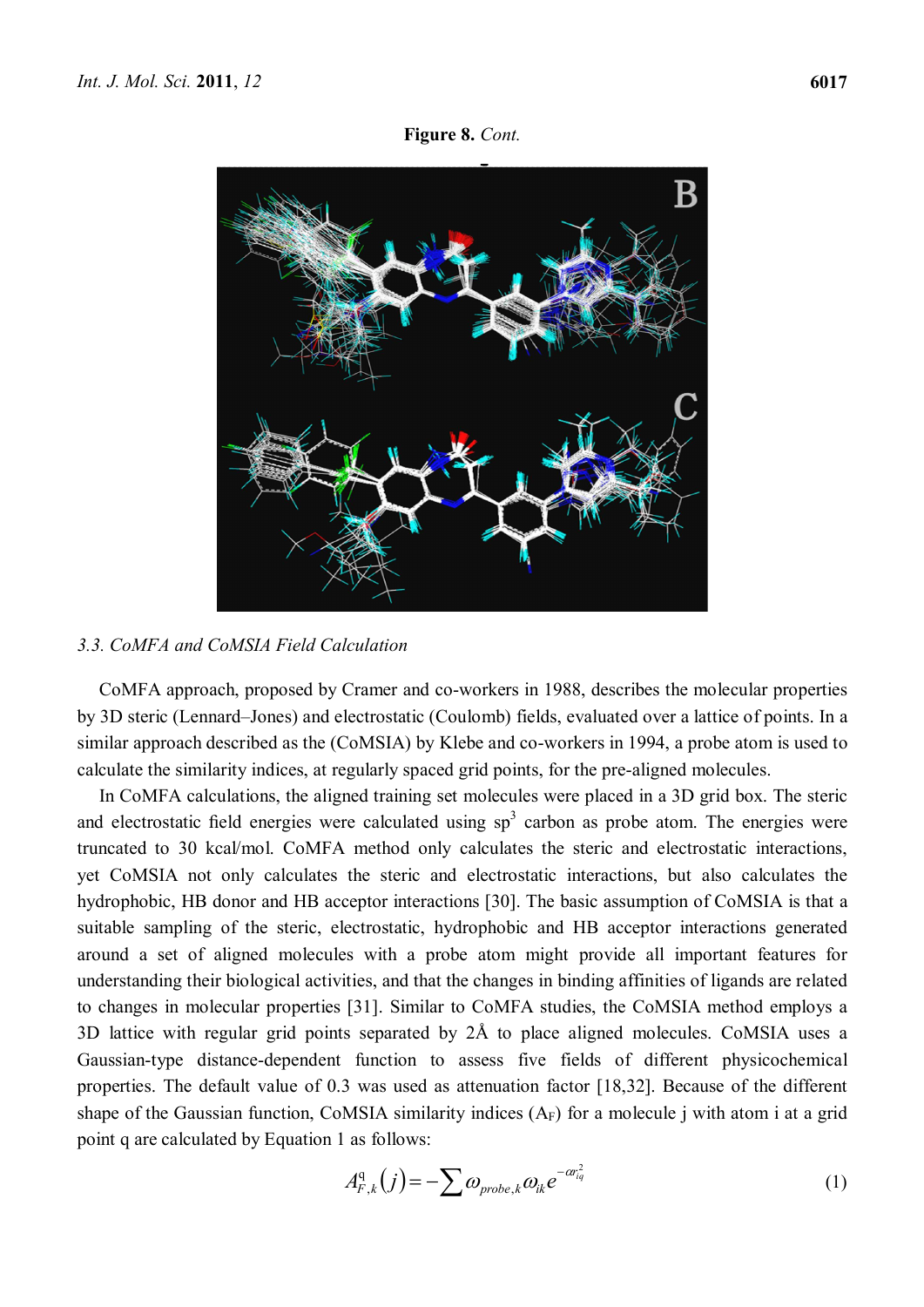Figure 8. *Cont.*

### 3.3. CoMFA and CoMSIA Field Calculation

CoMFA approach, proposed by Cramer and co-workers in 1988, describes the molecular properties by 3D steric (Lennard–Jones) and electrostatic (Coulomb) fields, evaluated over a lattice of points. In a similar approach described as the (CoMSIA) by Klebe and co-workers in 1994, a probe atom is used to calculate the similarity indices, at regularly spaced grid points, for the pre-aligned molecules.

In CoMFA calculations, the aligned training set molecules were placed in a 3D grid box. The steric and electrostatic field energies were calculated using $sp^3$ carbon as probe atom. The energies were truncated to 30 kcal/mol. CoMFA method only calculates the steric and electrostatic interactions, yet CoMSIA not only calculates the steric and electrostatic interactions, but also calculates the hydrophobic, HB donor and HB acceptor interactions [30]. The basic assumption of CoMSIA is that a suitable sampling of the steric, electrostatic, hydrophobic and HB acceptor interactions generated around a set of aligned molecules with a probe atom might provide all important features for understanding their biological activities, and that the changes in binding affinities of ligands are related to changes in molecular properties [31]. Similar to CoMFA studies, the CoMSIA method employs a 3D lattice with regular grid points separated by 2Å to place aligned molecules. CoMSIA uses a Gaussian-type distance-dependent function to assess five fields of different physicochemical properties. The default value of 0.3 was used as attenuation factor [18,32]. Because of the different shape of the Gaussian function, CoMSIA similarity indices ($A_F$) for a molecule j with atom i at a grid point q are calculated by Equation 1 as follows:

$$A_{F,k}^{q}(j) = -\sum \omega_{probe,k}\,\omega_{ik}\,e^{-\alpha r_{iq}^{2}} \quad (1)$$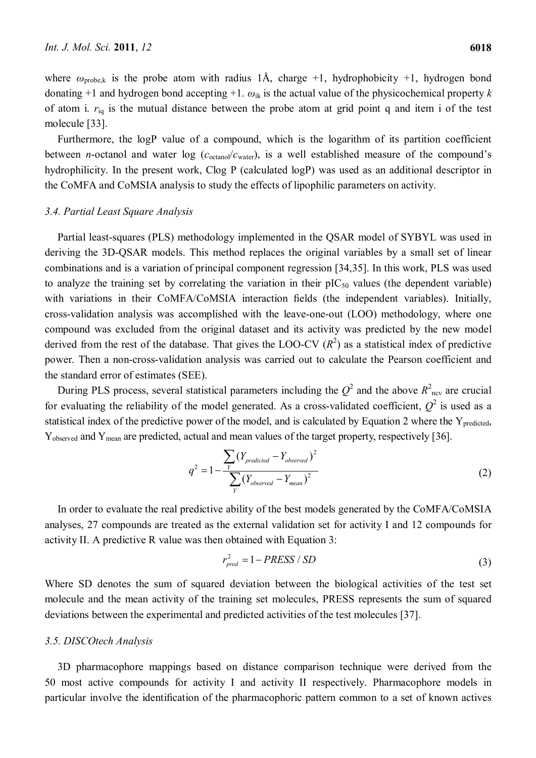where $\omega_{probe,k}$ is the probe atom with radius 1Å, charge +1, hydrophobicity +1, hydrogen bond donating +1 and hydrogen bond accepting +1. $\omega_{ik}$ is the actual value of the physicochemical property $k$ of atom i. $r_{iq}$ is the mutual distance between the probe atom at grid point q and item i of the test molecule [33].

Furthermore, the logP value of a compound, which is the logarithm of its partition coefficient between *n*-octanol and water log ($c_{octanol}/c_{water}$), is a well established measure of the compound's hydrophilicity. In the present work, Clog P (calculated logP) was used as an additional descriptor in the CoMFA and CoMSIA analysis to study the effects of lipophilic parameters on activity.

### 3.4. Partial Least Square Analysis

Partial least-squares (PLS) methodology implemented in the QSAR model of SYBYL was used in deriving the 3D-QSAR models. This method replaces the original variables by a small set of linear combinations and is a variation of principal component regression [34,35]. In this work, PLS was used to analyze the training set by correlating the variation in their $pIC_{50}$ values (the dependent variable) with variations in their CoMFA/CoMSIA interaction fields (the independent variables). Initially, cross-validation analysis was accomplished with the leave-one-out (LOO) methodology, where one compound was excluded from the original dataset and its activity was predicted by the new model derived from the rest of the database. That gives the LOO-CV ($R^2$) as a statistical index of predictive power. Then a non-cross-validation analysis was carried out to calculate the Pearson coefficient and the standard error of estimates (SEE).

During PLS process, several statistical parameters including the $Q^2$ and the above $R^2_{ncv}$ are crucial for evaluating the reliability of the model generated. As a cross-validated coefficient, $Q^2$ is used as a statistical index of the predictive power of the model, and is calculated by Equation 2 where the $Y_{predicted}$, $Y_{observed}$ and $Y_{mean}$ are predicted, actual and mean values of the target property, respectively [36].

$$q^2 = 1 - \frac{\sum_{Y} (Y_{predicted} - Y_{observed})^2}{\sum_{Y} (Y_{observed} - Y_{mean})^2} \tag{2}$$

In order to evaluate the real predictive ability of the best models generated by the CoMFA/CoMSIA analyses, 27 compounds are treated as the external validation set for activity I and 12 compounds for activity II. A predictive R value was then obtained with Equation 3:

$$r^2_{pred} = 1 - PRESS / SD \tag{3}$$

Where SD denotes the sum of squared deviation between the biological activities of the test set molecule and the mean activity of the training set molecules, PRESS represents the sum of squared deviations between the experimental and predicted activities of the test molecules [37].

### 3.5. DISCOtech Analysis

3D pharmacophore mappings based on distance comparison technique were derived from the 50 most active compounds for activity I and activity II respectively. Pharmacophore models in particular involve the identification of the pharmacophoric pattern common to a set of known actives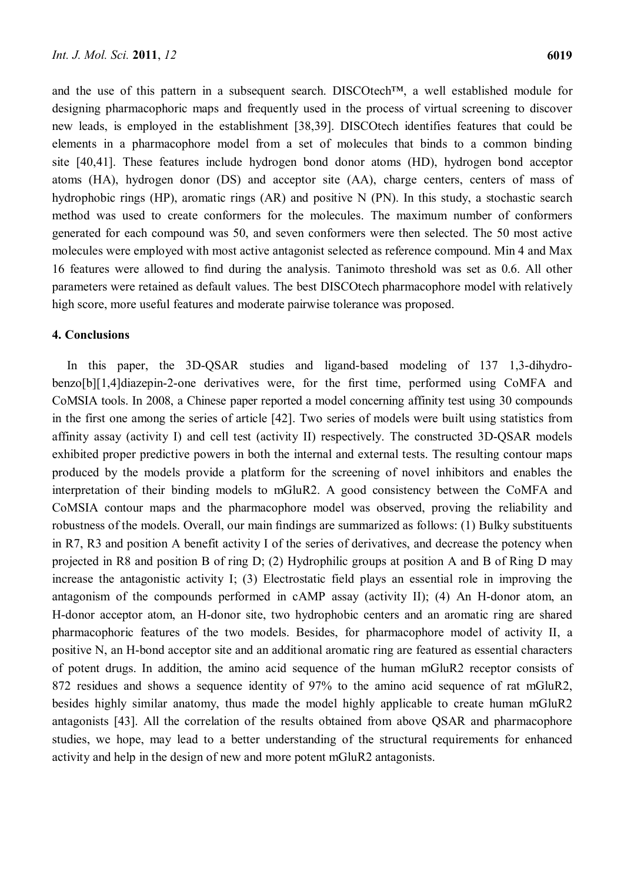and the use of this pattern in a subsequent search. DISCOtech™, a well established module for designing pharmacophoric maps and frequently used in the process of virtual screening to discover new leads, is employed in the establishment [38,39]. DISCOtech identifies features that could be elements in a pharmacophore model from a set of molecules that binds to a common binding site [40,41]. These features include hydrogen bond donor atoms (HD), hydrogen bond acceptor atoms (HA), hydrogen donor (DS) and acceptor site (AA), charge centers, centers of mass of hydrophobic rings (HP), aromatic rings (AR) and positive N (PN). In this study, a stochastic search method was used to create conformers for the molecules. The maximum number of conformers generated for each compound was 50, and seven conformers were then selected. The 50 most active molecules were employed with most active antagonist selected as reference compound. Min 4 and Max 16 features were allowed to find during the analysis. Tanimoto threshold was set as 0.6. All other parameters were retained as default values. The best DISCOtech pharmacophore model with relatively high score, more useful features and moderate pairwise tolerance was proposed.

## 4. Conclusions

In this paper, the 3D-QSAR studies and ligand-based modeling of 137 1,3-dihydro-benzo[b][1,4]diazepin-2-one derivatives were, for the first time, performed using CoMFA and CoMSIA tools. In 2008, a Chinese paper reported a model concerning affinity test using 30 compounds in the first one among the series of article [42]. Two series of models were built using statistics from affinity assay (activity I) and cell test (activity II) respectively. The constructed 3D-QSAR models exhibited proper predictive powers in both the internal and external tests. The resulting contour maps produced by the models provide a platform for the screening of novel inhibitors and enables the interpretation of their binding models to mGluR2. A good consistency between the CoMFA and CoMSIA contour maps and the pharmacophore model was observed, proving the reliability and robustness of the models. Overall, our main findings are summarized as follows: (1) Bulky substituents in R7, R3 and position A benefit activity I of the series of derivatives, and decrease the potency when projected in R8 and position B of ring D; (2) Hydrophilic groups at position A and B of Ring D may increase the antagonistic activity I; (3) Electrostatic field plays an essential role in improving the antagonism of the compounds performed in cAMP assay (activity II); (4) An H-donor atom, an H-donor acceptor atom, an H-donor site, two hydrophobic centers and an aromatic ring are shared pharmacophoric features of the two models. Besides, for pharmacophore model of activity II, a positive N, an H-bond acceptor site and an additional aromatic ring are featured as essential characters of potent drugs. In addition, the amino acid sequence of the human mGluR2 receptor consists of 872 residues and shows a sequence identity of 97% to the amino acid sequence of rat mGluR2, besides highly similar anatomy, thus made the model highly applicable to create human mGluR2 antagonists [43]. All the correlation of the results obtained from above QSAR and pharmacophore studies, we hope, may lead to a better understanding of the structural requirements for enhanced activity and help in the design of new and more potent mGluR2 antagonists.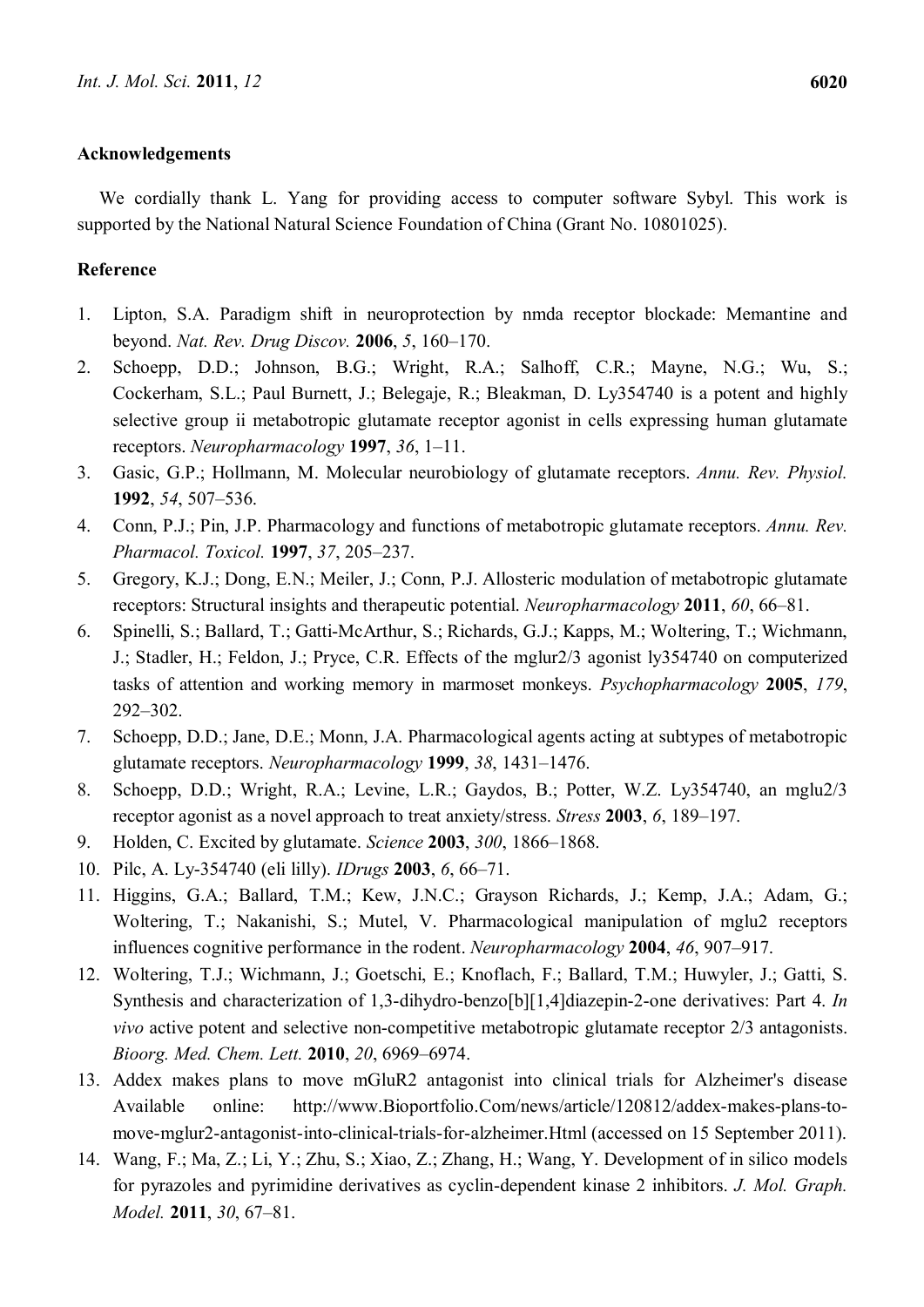**Acknowledgements**

We cordially thank L. Yang for providing access to computer software Sybyl. This work is supported by the National Natural Science Foundation of China (Grant No. 10801025).

**Reference**

1. Lipton, S.A. Paradigm shift in neuroprotection by nmda receptor blockade: Memantine and beyond. *Nat. Rev. Drug Discov.* **2006**, *5*, 160–170.
2. Schoepp, D.D.; Johnson, B.G.; Wright, R.A.; Salhoff, C.R.; Mayne, N.G.; Wu, S.; Cockerham, S.L.; Paul Burnett, J.; Belegaje, R.; Bleakman, D. Ly354740 is a potent and highly selective group ii metabotropic glutamate receptor agonist in cells expressing human glutamate receptors. *Neuropharmacology* **1997**, *36*, 1–11.
3. Gasic, G.P.; Hollmann, M. Molecular neurobiology of glutamate receptors. *Annu. Rev. Physiol.* **1992**, *54*, 507–536.
4. Conn, P.J.; Pin, J.P. Pharmacology and functions of metabotropic glutamate receptors. *Annu. Rev. Pharmacol. Toxicol.* **1997**, *37*, 205–237.
5. Gregory, K.J.; Dong, E.N.; Meiler, J.; Conn, P.J. Allosteric modulation of metabotropic glutamate receptors: Structural insights and therapeutic potential. *Neuropharmacology* **2011**, *60*, 66–81.
6. Spinelli, S.; Ballard, T.; Gatti-McArthur, S.; Richards, G.J.; Kapps, M.; Woltering, T.; Wichmann, J.; Stadler, H.; Feldon, J.; Pryce, C.R. Effects of the mglur2/3 agonist ly354740 on computerized tasks of attention and working memory in marmoset monkeys. *Psychopharmacology* **2005**, *179*, 292–302.
7. Schoepp, D.D.; Jane, D.E.; Monn, J.A. Pharmacological agents acting at subtypes of metabotropic glutamate receptors. *Neuropharmacology* **1999**, *38*, 1431–1476.
8. Schoepp, D.D.; Wright, R.A.; Levine, L.R.; Gaydos, B.; Potter, W.Z. Ly354740, an mglu2/3 receptor agonist as a novel approach to treat anxiety/stress. *Stress* **2003**, *6*, 189–197.
9. Holden, C. Excited by glutamate. *Science* **2003**, *300*, 1866–1868.
10. Pilc, A. Ly-354740 (eli lilly). *IDrugs* **2003**, *6*, 66–71.
11. Higgins, G.A.; Ballard, T.M.; Kew, J.N.C.; Grayson Richards, J.; Kemp, J.A.; Adam, G.; Woltering, T.; Nakanishi, S.; Mutel, V. Pharmacological manipulation of mglu2 receptors influences cognitive performance in the rodent. *Neuropharmacology* **2004**, *46*, 907–917.
12. Woltering, T.J.; Wichmann, J.; Goetschi, E.; Knoflach, F.; Ballard, T.M.; Huwyler, J.; Gatti, S. Synthesis and characterization of 1,3-dihydro-benzo[b][1,4]diazepin-2-one derivatives: Part 4. *In vivo* active potent and selective non-competitive metabotropic glutamate receptor 2/3 antagonists. *Bioorg. Med. Chem. Lett.* **2010**, *20*, 6969–6974.
13. Addex makes plans to move mGluR2 antagonist into clinical trials for Alzheimer's disease Available online: http://www.Bioportfolio.Com/news/article/120812/addex-makes-plans-to-move-mglur2-antagonist-into-clinical-trials-for-alzheimer.Html (accessed on 15 September 2011).
14. Wang, F.; Ma, Z.; Li, Y.; Zhu, S.; Xiao, Z.; Zhang, H.; Wang, Y. Development of in silico models for pyrazoles and pyrimidine derivatives as cyclin-dependent kinase 2 inhibitors. *J. Mol. Graph. Model.* **2011**, *30*, 67–81.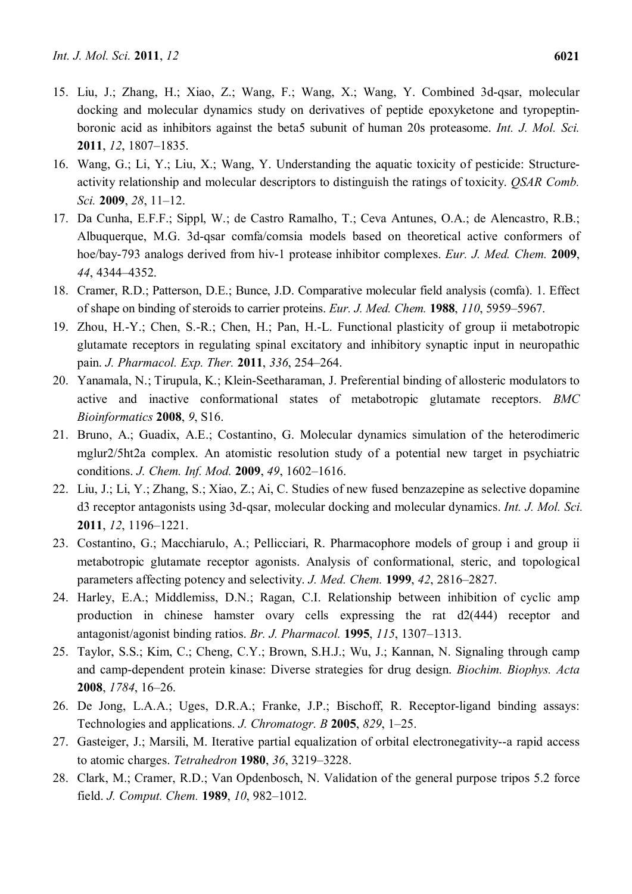15. Liu, J.; Zhang, H.; Xiao, Z.; Wang, F.; Wang, X.; Wang, Y. Combined 3d-qsar, molecular docking and molecular dynamics study on derivatives of peptide epoxyketone and tyropeptin-boronic acid as inhibitors against the beta5 subunit of human 20s proteasome. *Int. J. Mol. Sci.* **2011**, *12*, 1807–1835.
16. Wang, G.; Li, Y.; Liu, X.; Wang, Y. Understanding the aquatic toxicity of pesticide: Structure-activity relationship and molecular descriptors to distinguish the ratings of toxicity. *QSAR Comb. Sci.* **2009**, *28*, 11–12.
17. Da Cunha, E.F.F.; Sippl, W.; de Castro Ramalho, T.; Ceva Antunes, O.A.; de Alencastro, R.B.; Albuquerque, M.G. 3d-qsar comfa/comsia models based on theoretical active conformers of hoe/bay-793 analogs derived from hiv-1 protease inhibitor complexes. *Eur. J. Med. Chem.* **2009**, *44*, 4344–4352.
18. Cramer, R.D.; Patterson, D.E.; Bunce, J.D. Comparative molecular field analysis (comfa). 1. Effect of shape on binding of steroids to carrier proteins. *Eur. J. Med. Chem.* **1988**, *110*, 5959–5967.
19. Zhou, H.-Y.; Chen, S.-R.; Chen, H.; Pan, H.-L. Functional plasticity of group ii metabotropic glutamate receptors in regulating spinal excitatory and inhibitory synaptic input in neuropathic pain. *J. Pharmacol. Exp. Ther.* **2011**, *336*, 254–264.
20. Yanamala, N.; Tirupula, K.; Klein-Seetharaman, J. Preferential binding of allosteric modulators to active and inactive conformational states of metabotropic glutamate receptors. *BMC Bioinformatics* **2008**, *9*, S16.
21. Bruno, A.; Guadix, A.E.; Costantino, G. Molecular dynamics simulation of the heterodimeric mglur2/5ht2a complex. An atomistic resolution study of a potential new target in psychiatric conditions. *J. Chem. Inf. Mod.* **2009**, *49*, 1602–1616.
22. Liu, J.; Li, Y.; Zhang, S.; Xiao, Z.; Ai, C. Studies of new fused benzazepine as selective dopamine d3 receptor antagonists using 3d-qsar, molecular docking and molecular dynamics. *Int. J. Mol. Sci.* **2011**, *12*, 1196–1221.
23. Costantino, G.; Macchiarulo, A.; Pellicciari, R. Pharmacophore models of group i and group ii metabotropic glutamate receptor agonists. Analysis of conformational, steric, and topological parameters affecting potency and selectivity. *J. Med. Chem.* **1999**, *42*, 2816–2827.
24. Harley, E.A.; Middlemiss, D.N.; Ragan, C.I. Relationship between inhibition of cyclic amp production in chinese hamster ovary cells expressing the rat d2(444) receptor and antagonist/agonist binding ratios. *Br. J. Pharmacol.* **1995**, *115*, 1307–1313.
25. Taylor, S.S.; Kim, C.; Cheng, C.Y.; Brown, S.H.J.; Wu, J.; Kannan, N. Signaling through camp and camp-dependent protein kinase: Diverse strategies for drug design. *Biochim. Biophys. Acta* **2008**, *1784*, 16–26.
26. De Jong, L.A.A.; Uges, D.R.A.; Franke, J.P.; Bischoff, R. Receptor-ligand binding assays: Technologies and applications. *J. Chromatogr. B* **2005**, *829*, 1–25.
27. Gasteiger, J.; Marsili, M. Iterative partial equalization of orbital electronegativity--a rapid access to atomic charges. *Tetrahedron* **1980**, *36*, 3219–3228.
28. Clark, M.; Cramer, R.D.; Van Opdenbosch, N. Validation of the general purpose tripos 5.2 force field. *J. Comput. Chem.* **1989**, *10*, 982–1012.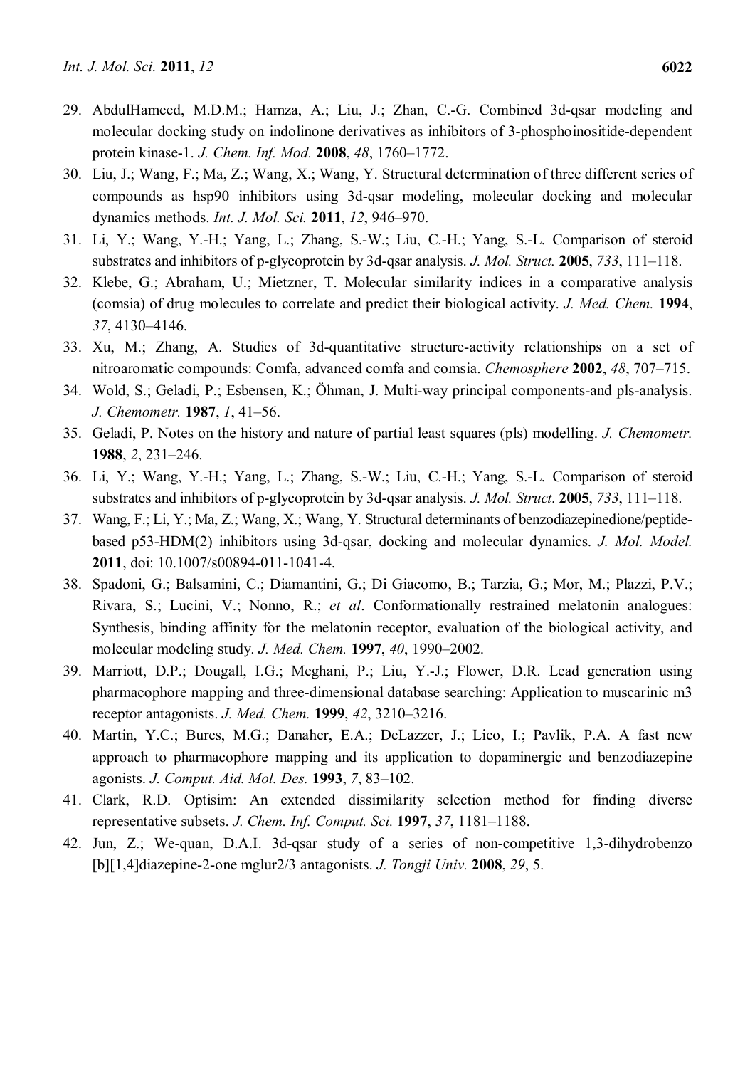29. AbdulHameed, M.D.M.; Hamza, A.; Liu, J.; Zhan, C.-G. Combined 3d-qsar modeling and molecular docking study on indolinone derivatives as inhibitors of 3-phosphoinositide-dependent protein kinase-1. *J. Chem. Inf. Mod.* **2008**, *48*, 1760–1772.
30. Liu, J.; Wang, F.; Ma, Z.; Wang, X.; Wang, Y. Structural determination of three different series of compounds as hsp90 inhibitors using 3d-qsar modeling, molecular docking and molecular dynamics methods. *Int. J. Mol. Sci.* **2011**, *12*, 946–970.
31. Li, Y.; Wang, Y.-H.; Yang, L.; Zhang, S.-W.; Liu, C.-H.; Yang, S.-L. Comparison of steroid substrates and inhibitors of p-glycoprotein by 3d-qsar analysis. *J. Mol. Struct.* **2005**, *733*, 111–118.
32. Klebe, G.; Abraham, U.; Mietzner, T. Molecular similarity indices in a comparative analysis (comsia) of drug molecules to correlate and predict their biological activity. *J. Med. Chem.* **1994**, *37*, 4130–4146.
33. Xu, M.; Zhang, A. Studies of 3d-quantitative structure-activity relationships on a set of nitroaromatic compounds: Comfa, advanced comfa and comsia. *Chemosphere* **2002**, *48*, 707–715.
34. Wold, S.; Geladi, P.; Esbensen, K.; Öhman, J. Multi-way principal components-and pls-analysis. *J. Chemometr.* **1987**, *1*, 41–56.
35. Geladi, P. Notes on the history and nature of partial least squares (pls) modelling. *J. Chemometr.* **1988**, *2*, 231–246.
36. Li, Y.; Wang, Y.-H.; Yang, L.; Zhang, S.-W.; Liu, C.-H.; Yang, S.-L. Comparison of steroid substrates and inhibitors of p-glycoprotein by 3d-qsar analysis. *J. Mol. Struct*. **2005**, *733*, 111–118.
37. Wang, F.; Li, Y.; Ma, Z.; Wang, X.; Wang, Y. Structural determinants of benzodiazepinedione/peptide-based p53-HDM(2) inhibitors using 3d-qsar, docking and molecular dynamics. *J. Mol. Model.* **2011**, doi: 10.1007/s00894-011-1041-4.
38. Spadoni, G.; Balsamini, C.; Diamantini, G.; Di Giacomo, B.; Tarzia, G.; Mor, M.; Plazzi, P.V.; Rivara, S.; Lucini, V.; Nonno, R.; *et al*. Conformationally restrained melatonin analogues: Synthesis, binding affinity for the melatonin receptor, evaluation of the biological activity, and molecular modeling study. *J. Med. Chem.* **1997**, *40*, 1990–2002.
39. Marriott, D.P.; Dougall, I.G.; Meghani, P.; Liu, Y.-J.; Flower, D.R. Lead generation using pharmacophore mapping and three-dimensional database searching: Application to muscarinic m3 receptor antagonists. *J. Med. Chem.* **1999**, *42*, 3210–3216.
40. Martin, Y.C.; Bures, M.G.; Danaher, E.A.; DeLazzer, J.; Lico, I.; Pavlik, P.A. A fast new approach to pharmacophore mapping and its application to dopaminergic and benzodiazepine agonists. *J. Comput. Aid. Mol. Des.* **1993**, *7*, 83–102.
41. Clark, R.D. Optisim: An extended dissimilarity selection method for finding diverse representative subsets. *J. Chem. Inf. Comput. Sci.* **1997**, *37*, 1181–1188.
42. Jun, Z.; We-quan, D.A.I. 3d-qsar study of a series of non-competitive 1,3-dihydrobenzo [b][1,4]diazepine-2-one mglur2/3 antagonists. *J. Tongji Univ.* **2008**, *29*, 5.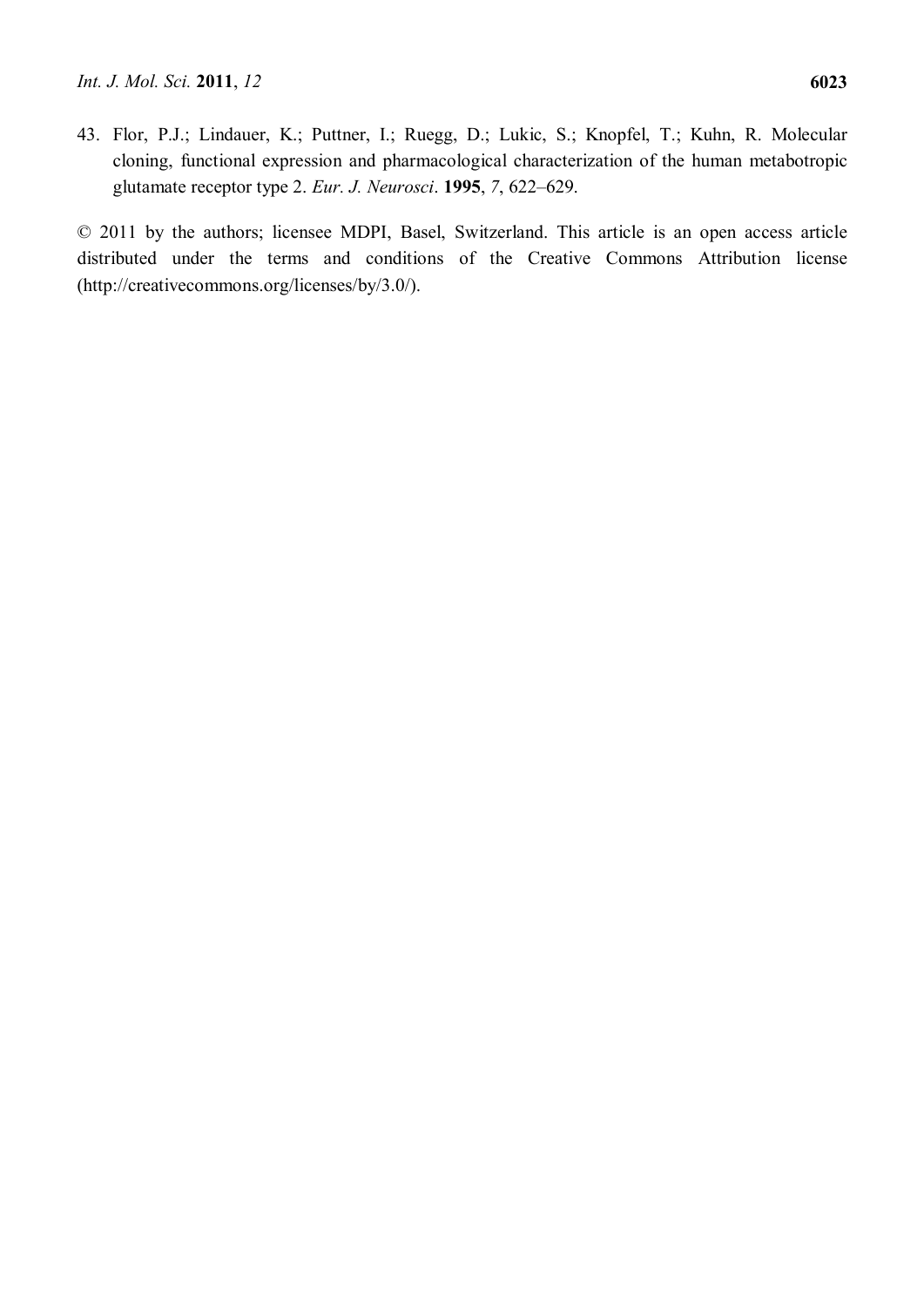43. Flor, P.J.; Lindauer, K.; Puttner, I.; Ruegg, D.; Lukic, S.; Knopfel, T.; Kuhn, R. Molecular cloning, functional expression and pharmacological characterization of the human metabotropic glutamate receptor type 2. *Eur. J. Neurosci*. **1995**, *7*, 622–629.

© 2011 by the authors; licensee MDPI, Basel, Switzerland. This article is an open access article distributed under the terms and conditions of the Creative Commons Attribution license (http://creativecommons.org/licenses/by/3.0/).